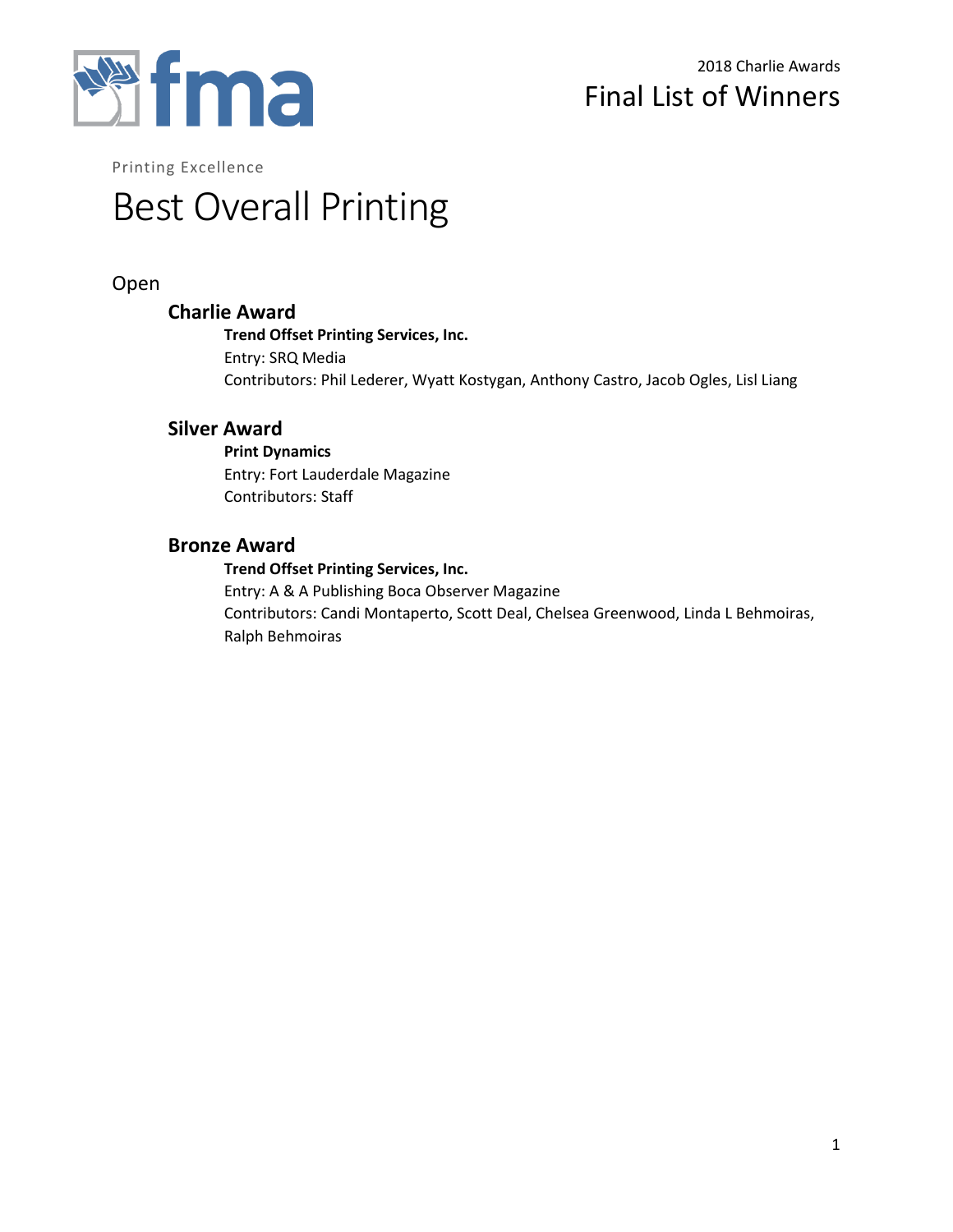fma

2018 Charlie Awards

# Final List of Winners

Printing Excellence

# Best Overall Printing

Open

## Charlie Award

**Trend Offset Printing Services, Inc.**
Entry: SRQ Media
Contributors: Phil Lederer, Wyatt Kostygan, Anthony Castro, Jacob Ogles, Lisl Liang

## Silver Award

**Print Dynamics**
Entry: Fort Lauderdale Magazine
Contributors: Staff

## Bronze Award

**Trend Offset Printing Services, Inc.**
Entry: A & A Publishing Boca Observer Magazine
Contributors: Candi Montaperto, Scott Deal, Chelsea Greenwood, Linda L Behmoiras, Ralph Behmoiras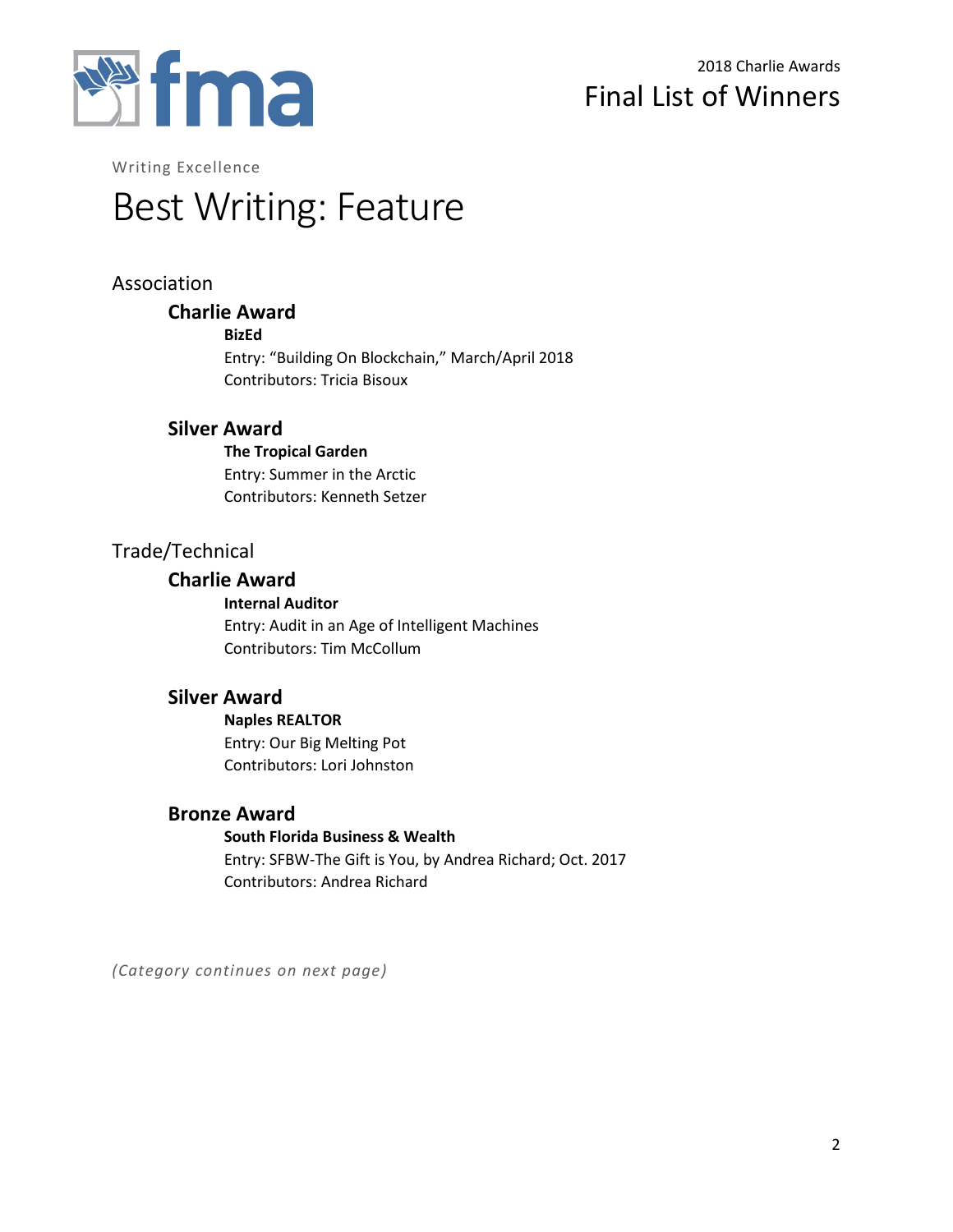Writing Excellence

# Best Writing: Feature

## Association

### Charlie Award

**BizEd**

Entry: “Building On Blockchain,” March/April 2018

Contributors: Tricia Bisoux

### Silver Award

**The Tropical Garden**

Entry: Summer in the Arctic

Contributors: Kenneth Setzer

## Trade/Technical

### Charlie Award

**Internal Auditor**

Entry: Audit in an Age of Intelligent Machines

Contributors: Tim McCollum

### Silver Award

**Naples REALTOR**

Entry: Our Big Melting Pot

Contributors: Lori Johnston

### Bronze Award

**South Florida Business & Wealth**

Entry: SFBW-The Gift is You, by Andrea Richard; Oct. 2017

Contributors: Andrea Richard

*(Category continues on next page)*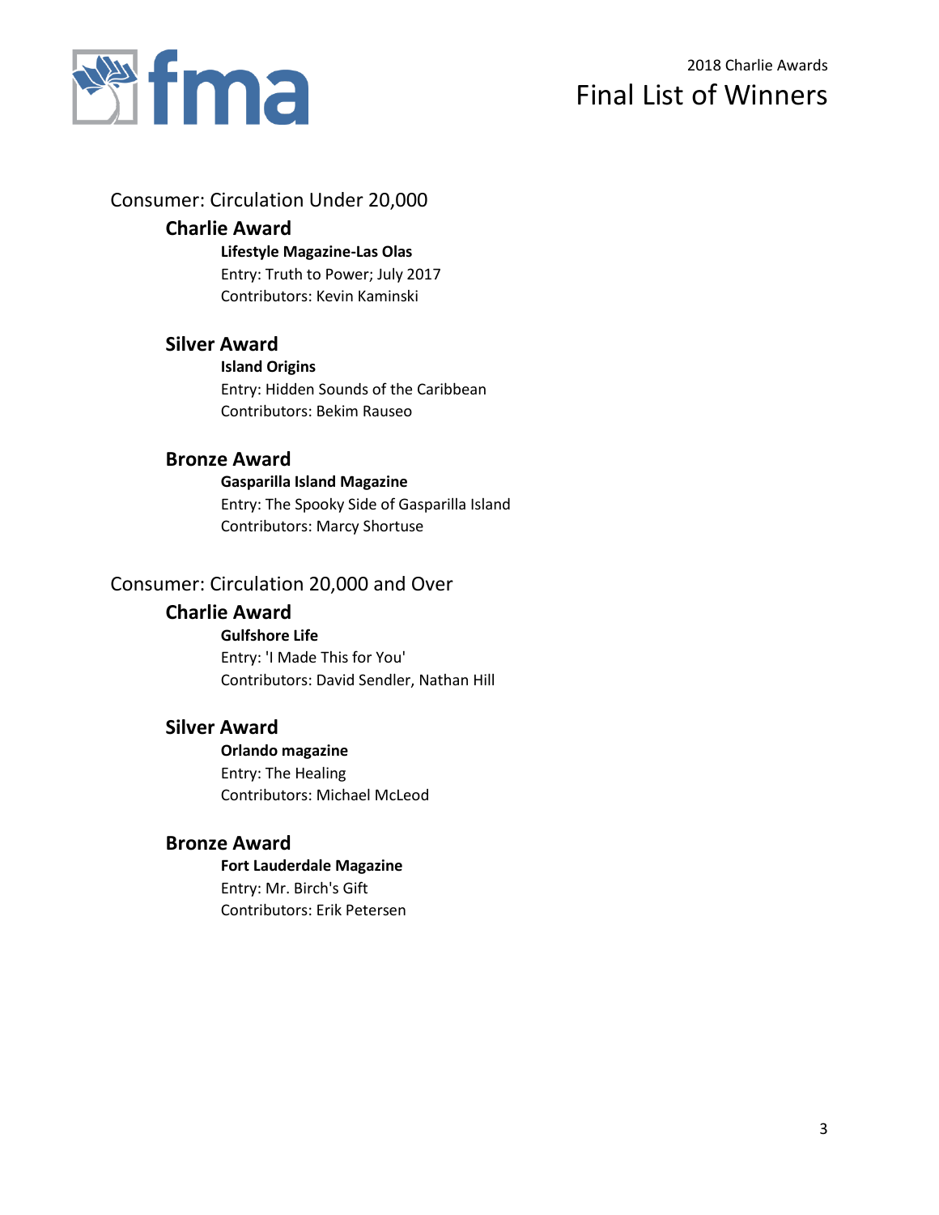2018 Charlie Awards

# Final List of Winners

## Consumer: Circulation Under 20,000

### Charlie Award

**Lifestyle Magazine-Las Olas**
Entry: Truth to Power; July 2017
Contributors: Kevin Kaminski

### Silver Award

**Island Origins**
Entry: Hidden Sounds of the Caribbean
Contributors: Bekim Rauseo

### Bronze Award

**Gasparilla Island Magazine**
Entry: The Spooky Side of Gasparilla Island
Contributors: Marcy Shortuse

## Consumer: Circulation 20,000 and Over

### Charlie Award

**Gulfshore Life**
Entry: 'I Made This for You'
Contributors: David Sendler, Nathan Hill

### Silver Award

**Orlando magazine**
Entry: The Healing
Contributors: Michael McLeod

### Bronze Award

**Fort Lauderdale Magazine**
Entry: Mr. Birch's Gift
Contributors: Erik Petersen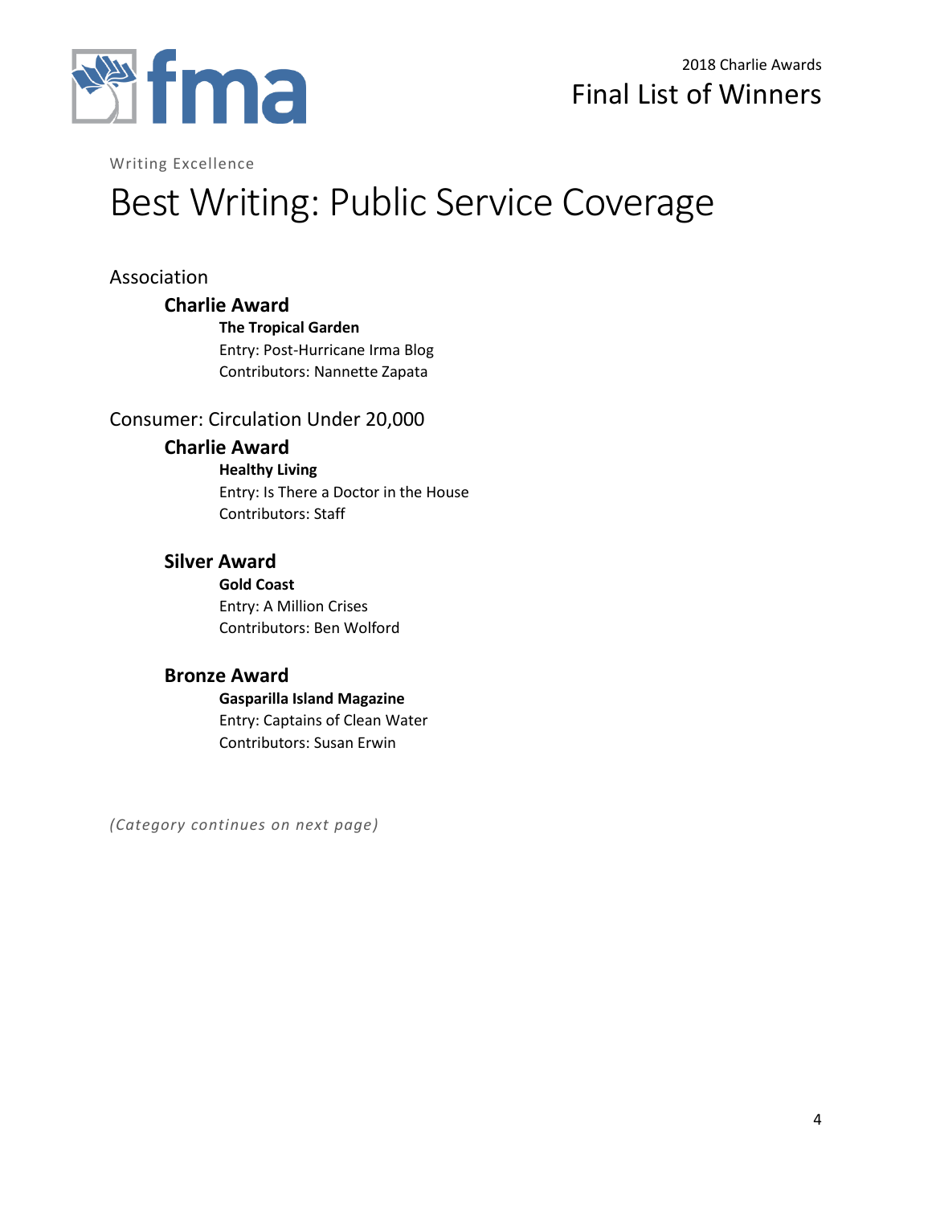Writing Excellence

# Best Writing: Public Service Coverage

## Association

### Charlie Award

**The Tropical Garden**
Entry: Post-Hurricane Irma Blog
Contributors: Nannette Zapata

## Consumer: Circulation Under 20,000

### Charlie Award

**Healthy Living**
Entry: Is There a Doctor in the House
Contributors: Staff

### Silver Award

**Gold Coast**
Entry: A Million Crises
Contributors: Ben Wolford

### Bronze Award

**Gasparilla Island Magazine**
Entry: Captains of Clean Water
Contributors: Susan Erwin

*(Category continues on next page)*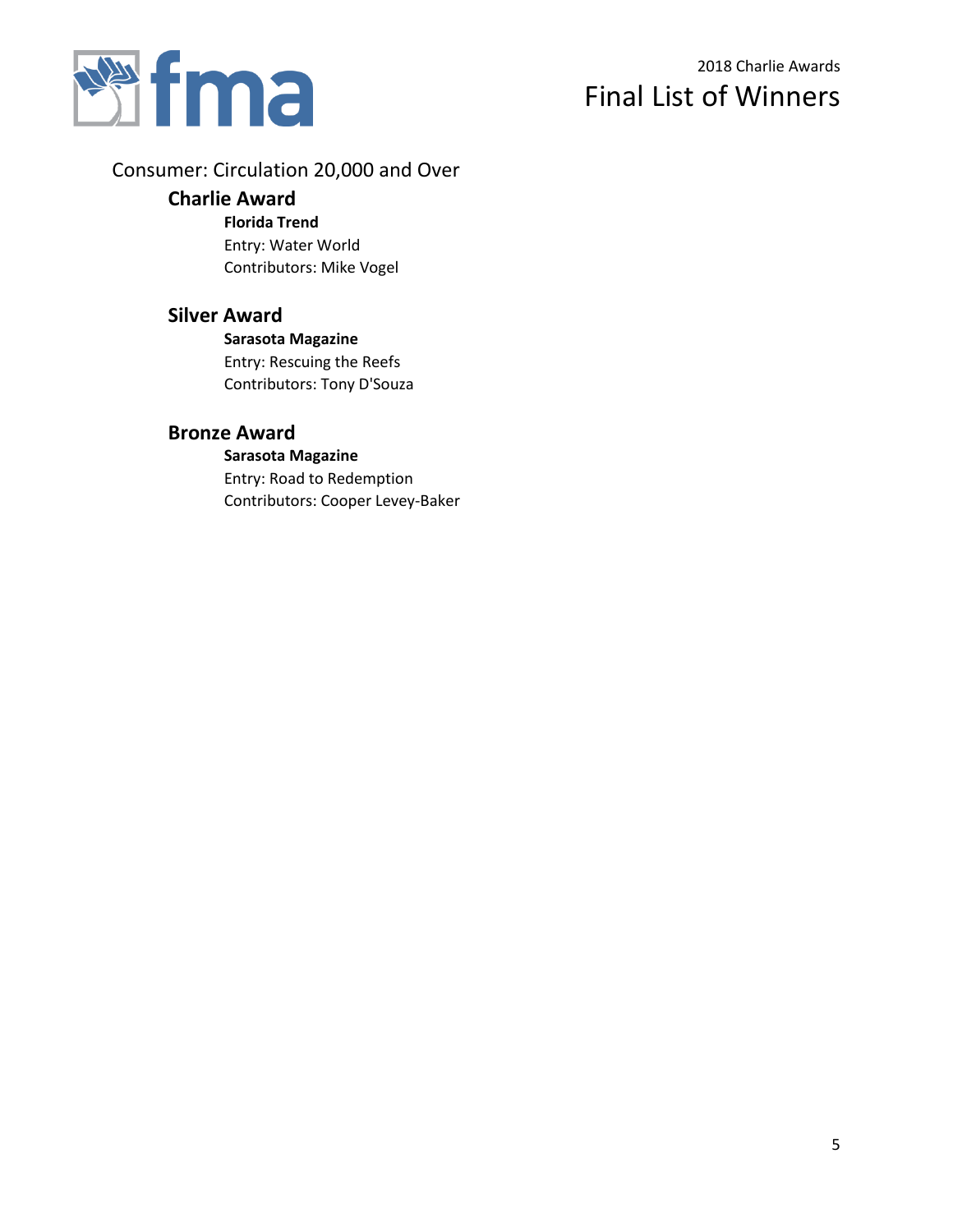## Consumer: Circulation 20,000 and Over

### Charlie Award

**Florida Trend**
Entry: Water World
Contributors: Mike Vogel

### Silver Award

**Sarasota Magazine**
Entry: Rescuing the Reefs
Contributors: Tony D'Souza

### Bronze Award

**Sarasota Magazine**
Entry: Road to Redemption
Contributors: Cooper Levey-Baker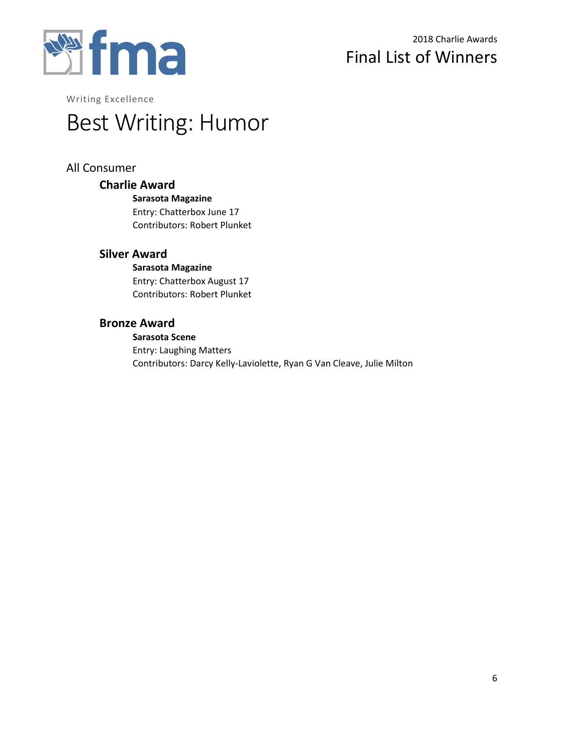Writing Excellence

# Best Writing: Humor

## All Consumer

### Charlie Award

**Sarasota Magazine**
Entry: Chatterbox June 17
Contributors: Robert Plunket

### Silver Award

**Sarasota Magazine**
Entry: Chatterbox August 17
Contributors: Robert Plunket

### Bronze Award

**Sarasota Scene**
Entry: Laughing Matters
Contributors: Darcy Kelly-Laviolette, Ryan G Van Cleave, Julie Milton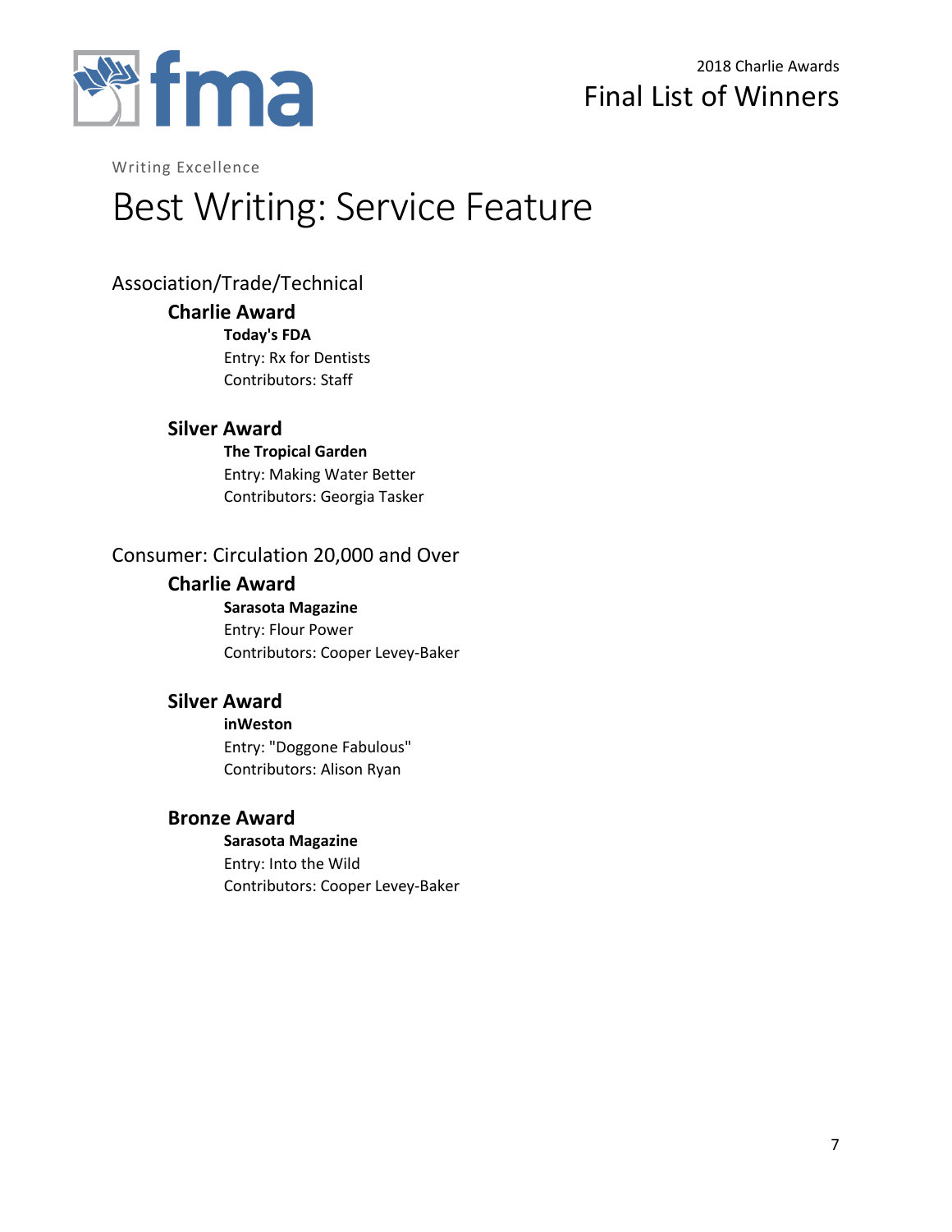Writing Excellence

# Best Writing: Service Feature

## Association/Trade/Technical

### Charlie Award

**Today's FDA**
Entry: Rx for Dentists
Contributors: Staff

### Silver Award

**The Tropical Garden**
Entry: Making Water Better
Contributors: Georgia Tasker

## Consumer: Circulation 20,000 and Over

### Charlie Award

**Sarasota Magazine**
Entry: Flour Power
Contributors: Cooper Levey-Baker

### Silver Award

**inWeston**
Entry: "Doggone Fabulous"
Contributors: Alison Ryan

### Bronze Award

**Sarasota Magazine**
Entry: Into the Wild
Contributors: Cooper Levey-Baker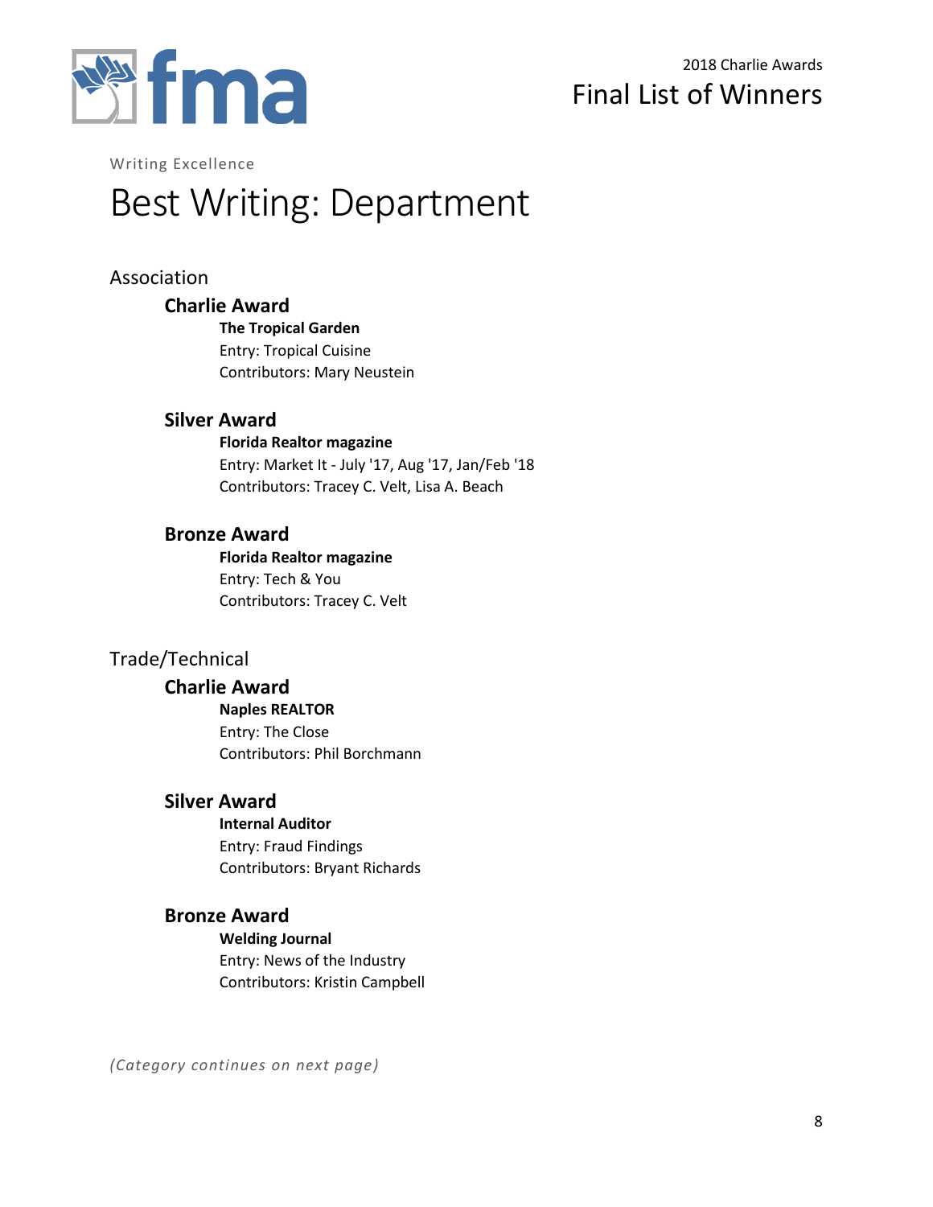Writing Excellence

# Best Writing: Department

## Association

### Charlie Award

**The Tropical Garden**
Entry: Tropical Cuisine
Contributors: Mary Neustein

### Silver Award

**Florida Realtor magazine**
Entry: Market It - July '17, Aug '17, Jan/Feb '18
Contributors: Tracey C. Velt, Lisa A. Beach

### Bronze Award

**Florida Realtor magazine**
Entry: Tech & You
Contributors: Tracey C. Velt

## Trade/Technical

### Charlie Award

**Naples REALTOR**
Entry: The Close
Contributors: Phil Borchmann

### Silver Award

**Internal Auditor**
Entry: Fraud Findings
Contributors: Bryant Richards

### Bronze Award

**Welding Journal**
Entry: News of the Industry
Contributors: Kristin Campbell

*(Category continues on next page)*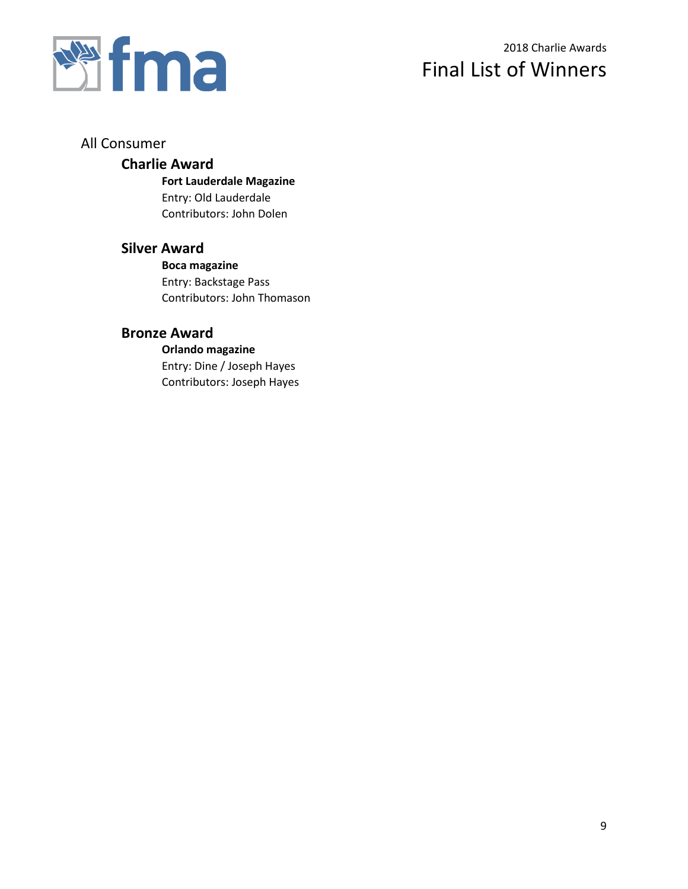## All Consumer

### Charlie Award

**Fort Lauderdale Magazine**
Entry: Old Lauderdale
Contributors: John Dolen

### Silver Award

**Boca magazine**
Entry: Backstage Pass
Contributors: John Thomason

### Bronze Award

**Orlando magazine**
Entry: Dine / Joseph Hayes
Contributors: Joseph Hayes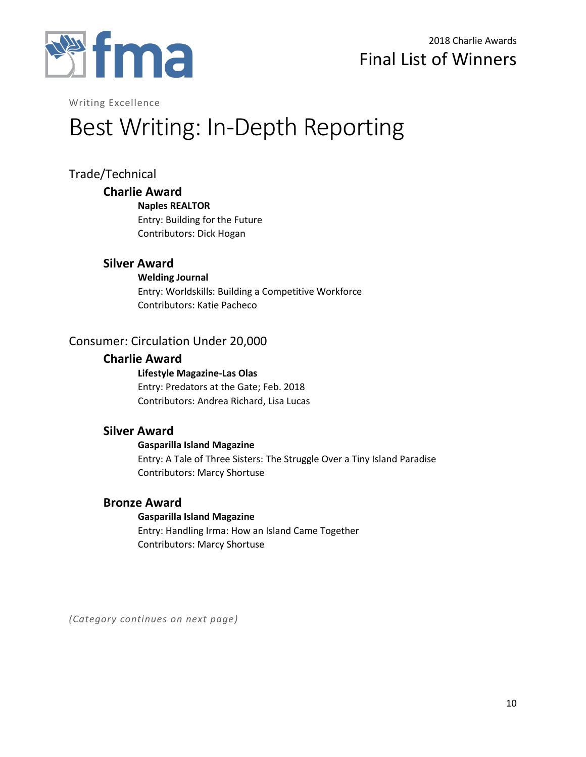Writing Excellence

# Best Writing: In-Depth Reporting

## Trade/Technical

### Charlie Award

**Naples REALTOR**
Entry: Building for the Future
Contributors: Dick Hogan

### Silver Award

**Welding Journal**
Entry: Worldskills: Building a Competitive Workforce
Contributors: Katie Pacheco

## Consumer: Circulation Under 20,000

### Charlie Award

**Lifestyle Magazine-Las Olas**
Entry: Predators at the Gate; Feb. 2018
Contributors: Andrea Richard, Lisa Lucas

### Silver Award

**Gasparilla Island Magazine**
Entry: A Tale of Three Sisters: The Struggle Over a Tiny Island Paradise
Contributors: Marcy Shortuse

### Bronze Award

**Gasparilla Island Magazine**
Entry: Handling Irma: How an Island Came Together
Contributors: Marcy Shortuse

*(Category continues on next page)*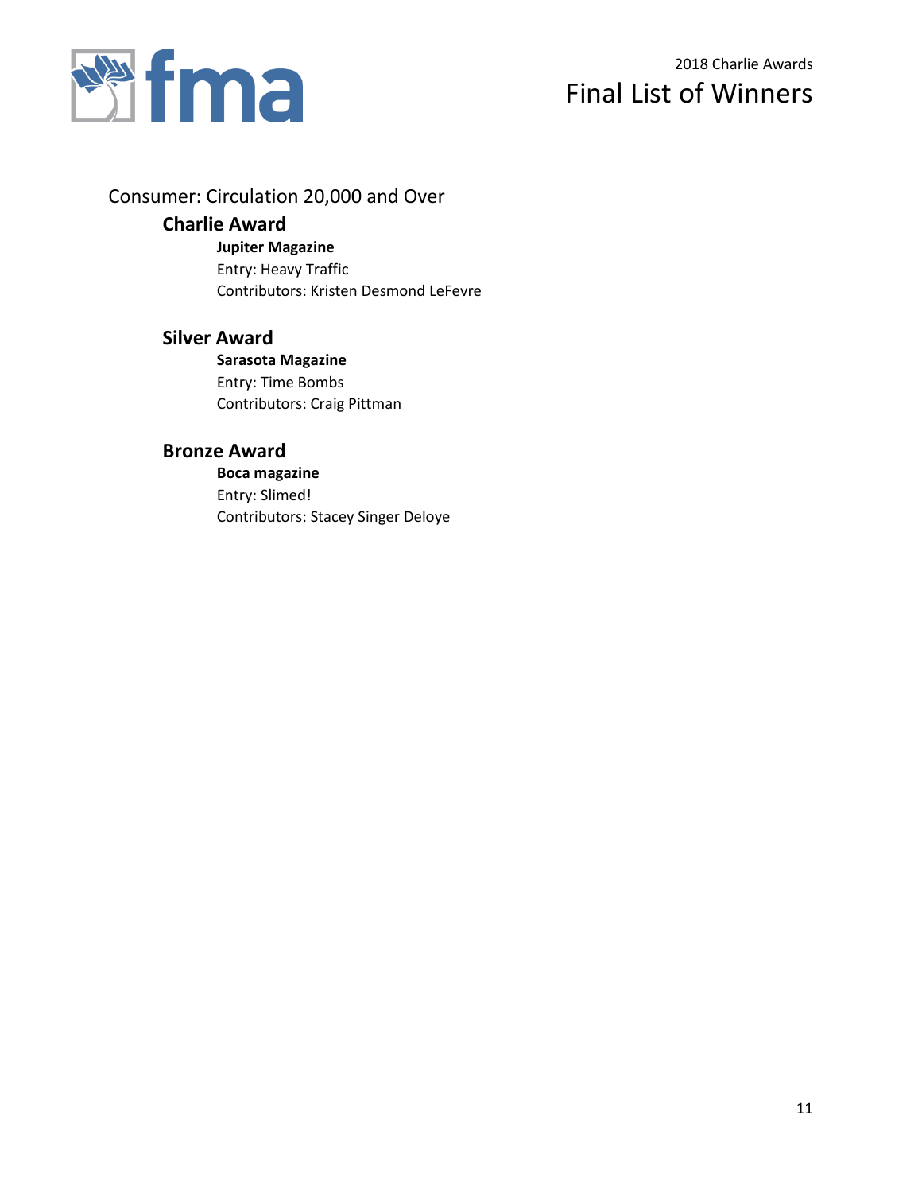## Consumer: Circulation 20,000 and Over

### Charlie Award

**Jupiter Magazine**
Entry: Heavy Traffic
Contributors: Kristen Desmond LeFevre

### Silver Award

**Sarasota Magazine**
Entry: Time Bombs
Contributors: Craig Pittman

### Bronze Award

**Boca magazine**
Entry: Slimed!
Contributors: Stacey Singer Deloye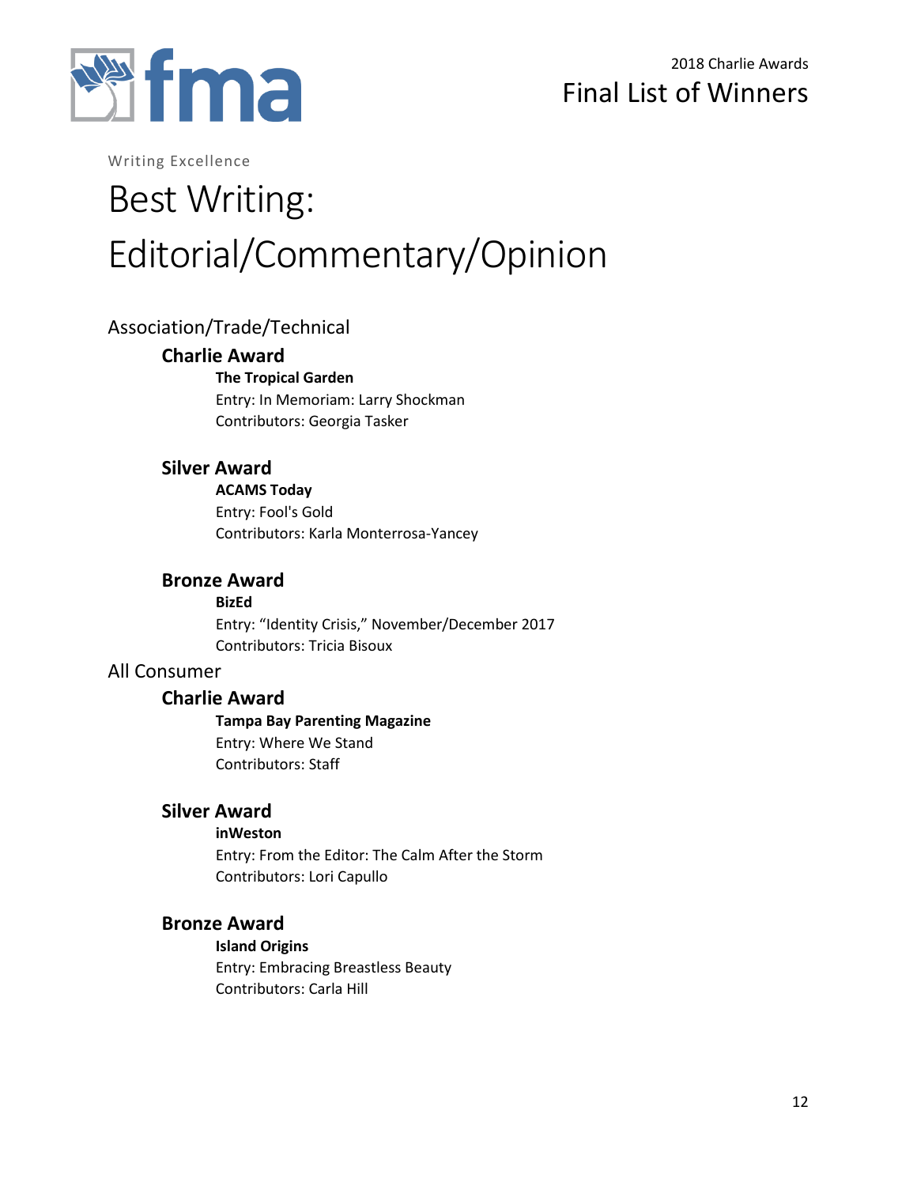Writing Excellence

# Best Writing: Editorial/Commentary/Opinion

## Association/Trade/Technical

### Charlie Award

**The Tropical Garden**
Entry: In Memoriam: Larry Shockman
Contributors: Georgia Tasker

### Silver Award

**ACAMS Today**
Entry: Fool's Gold
Contributors: Karla Monterrosa-Yancey

### Bronze Award

**BizEd**
Entry: "Identity Crisis," November/December 2017
Contributors: Tricia Bisoux

## All Consumer

### Charlie Award

**Tampa Bay Parenting Magazine**
Entry: Where We Stand
Contributors: Staff

### Silver Award

**inWeston**
Entry: From the Editor: The Calm After the Storm
Contributors: Lori Capullo

### Bronze Award

**Island Origins**
Entry: Embracing Breastless Beauty
Contributors: Carla Hill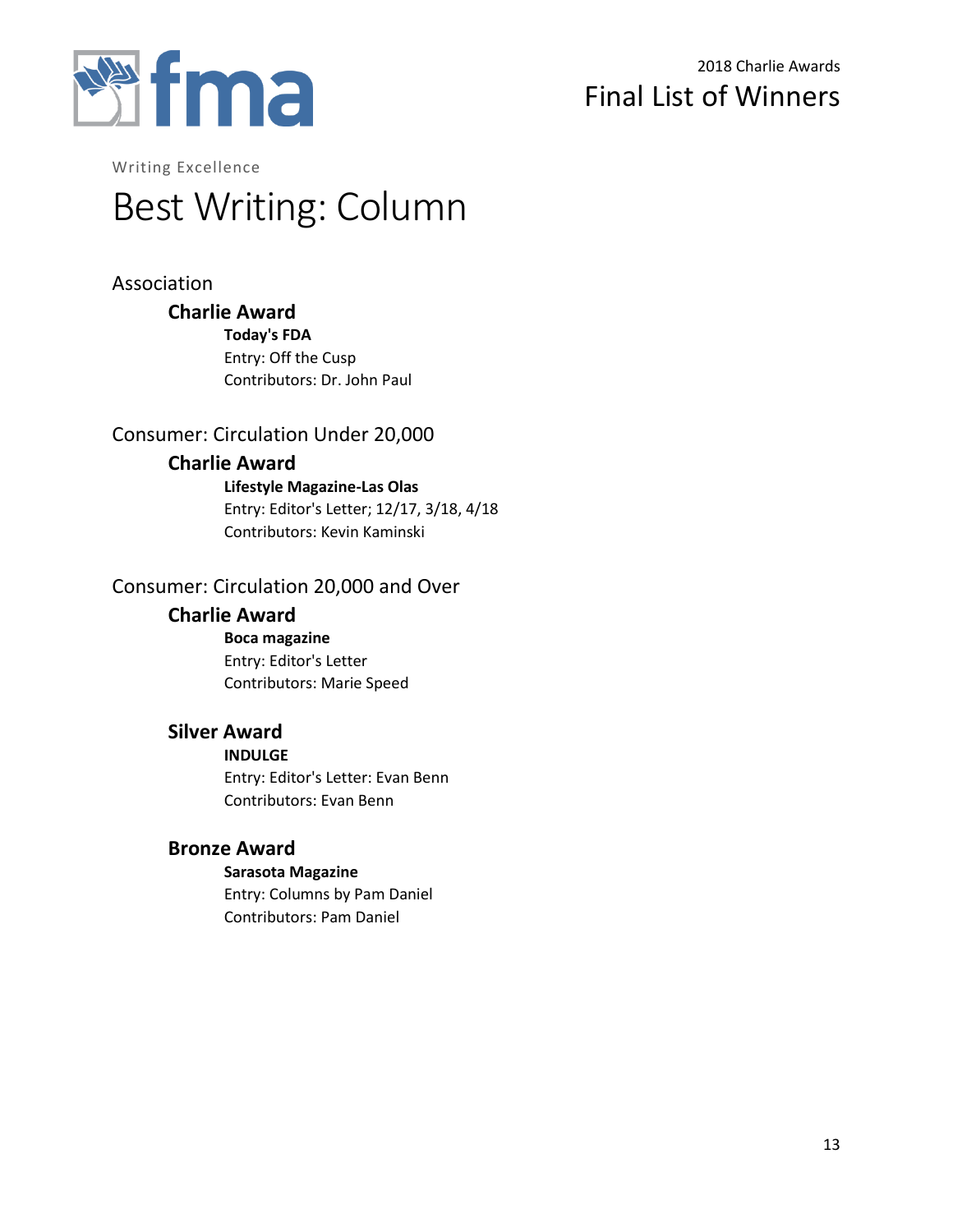Writing Excellence

# Best Writing: Column

## Association

### Charlie Award

**Today's FDA**
Entry: Off the Cusp
Contributors: Dr. John Paul

## Consumer: Circulation Under 20,000

### Charlie Award

**Lifestyle Magazine-Las Olas**
Entry: Editor's Letter; 12/17, 3/18, 4/18
Contributors: Kevin Kaminski

## Consumer: Circulation 20,000 and Over

### Charlie Award

**Boca magazine**
Entry: Editor's Letter
Contributors: Marie Speed

### Silver Award

**INDULGE**
Entry: Editor's Letter: Evan Benn
Contributors: Evan Benn

### Bronze Award

**Sarasota Magazine**
Entry: Columns by Pam Daniel
Contributors: Pam Daniel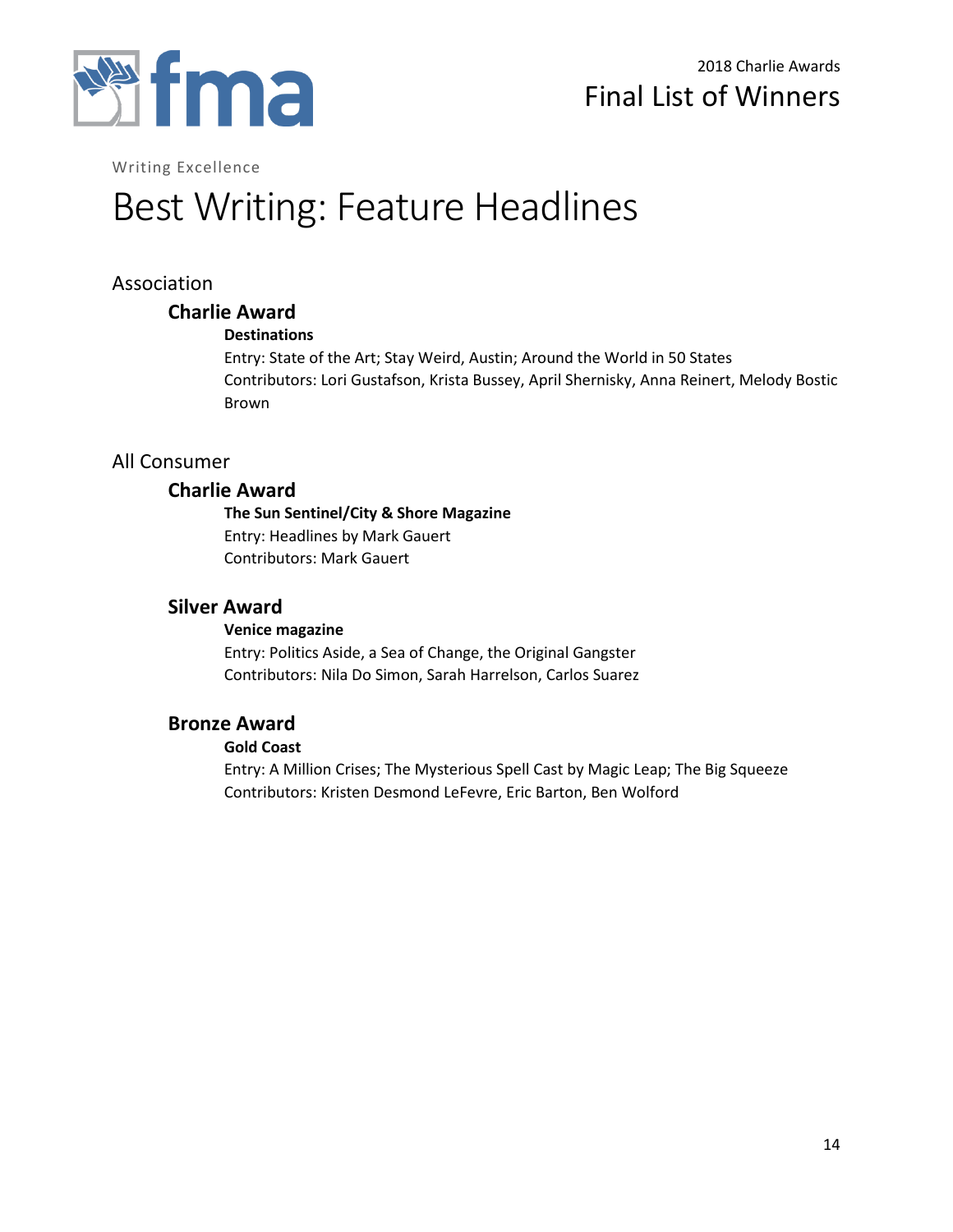Writing Excellence

# Best Writing: Feature Headlines

## Association

### Charlie Award

**Destinations**

Entry: State of the Art; Stay Weird, Austin; Around the World in 50 States

Contributors: Lori Gustafson, Krista Bussey, April Shernisky, Anna Reinert, Melody Bostic Brown

## All Consumer

### Charlie Award

**The Sun Sentinel/City & Shore Magazine**

Entry: Headlines by Mark Gauert

Contributors: Mark Gauert

### Silver Award

**Venice magazine**

Entry: Politics Aside, a Sea of Change, the Original Gangster

Contributors: Nila Do Simon, Sarah Harrelson, Carlos Suarez

### Bronze Award

**Gold Coast**

Entry: A Million Crises; The Mysterious Spell Cast by Magic Leap; The Big Squeeze

Contributors: Kristen Desmond LeFevre, Eric Barton, Ben Wolford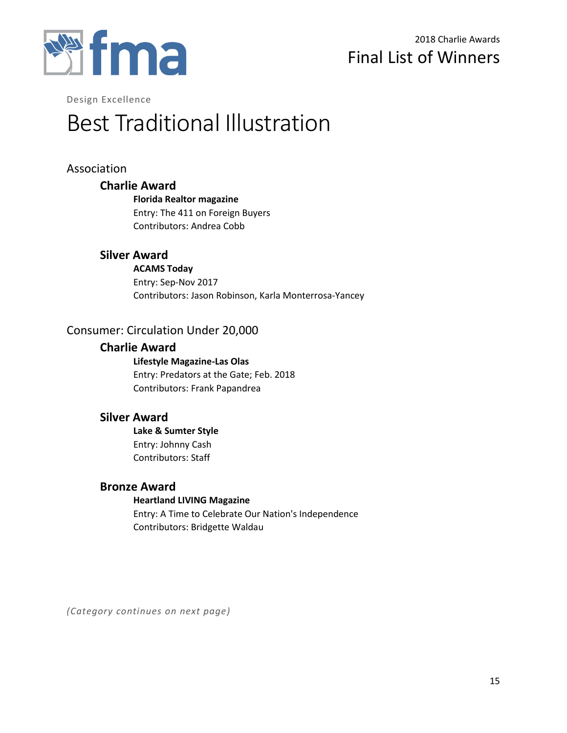Design Excellence

# Best Traditional Illustration

## Association

### Charlie Award

**Florida Realtor magazine**
Entry: The 411 on Foreign Buyers
Contributors: Andrea Cobb

### Silver Award

**ACAMS Today**
Entry: Sep-Nov 2017
Contributors: Jason Robinson, Karla Monterrosa-Yancey

## Consumer: Circulation Under 20,000

### Charlie Award

**Lifestyle Magazine-Las Olas**
Entry: Predators at the Gate; Feb. 2018
Contributors: Frank Papandrea

### Silver Award

**Lake & Sumter Style**
Entry: Johnny Cash
Contributors: Staff

### Bronze Award

**Heartland LIVING Magazine**
Entry: A Time to Celebrate Our Nation's Independence
Contributors: Bridgette Waldau

*(Category continues on next page)*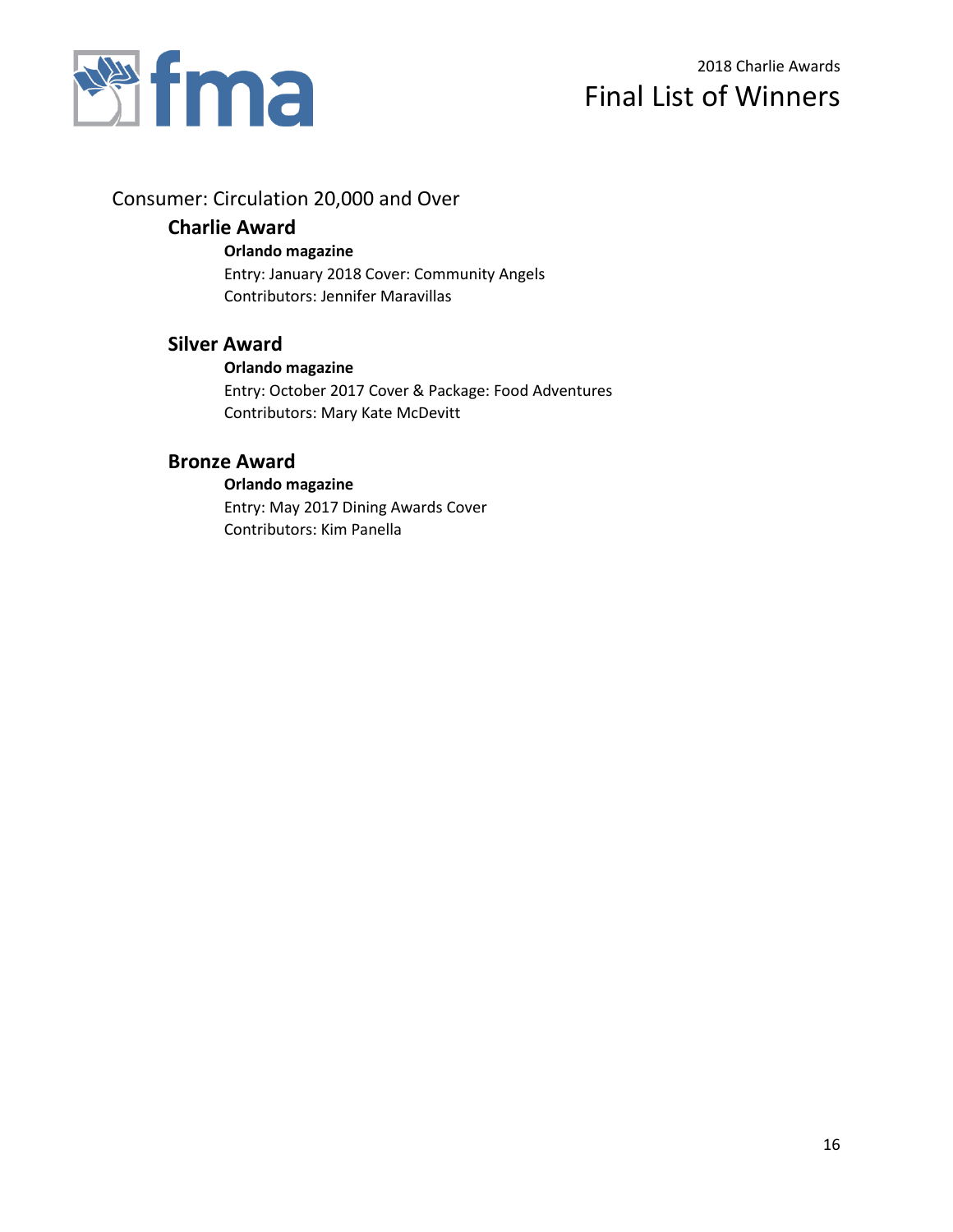## Consumer: Circulation 20,000 and Over

### Charlie Award

**Orlando magazine**
Entry: January 2018 Cover: Community Angels
Contributors: Jennifer Maravillas

### Silver Award

**Orlando magazine**
Entry: October 2017 Cover & Package: Food Adventures
Contributors: Mary Kate McDevitt

### Bronze Award

**Orlando magazine**
Entry: May 2017 Dining Awards Cover
Contributors: Kim Panella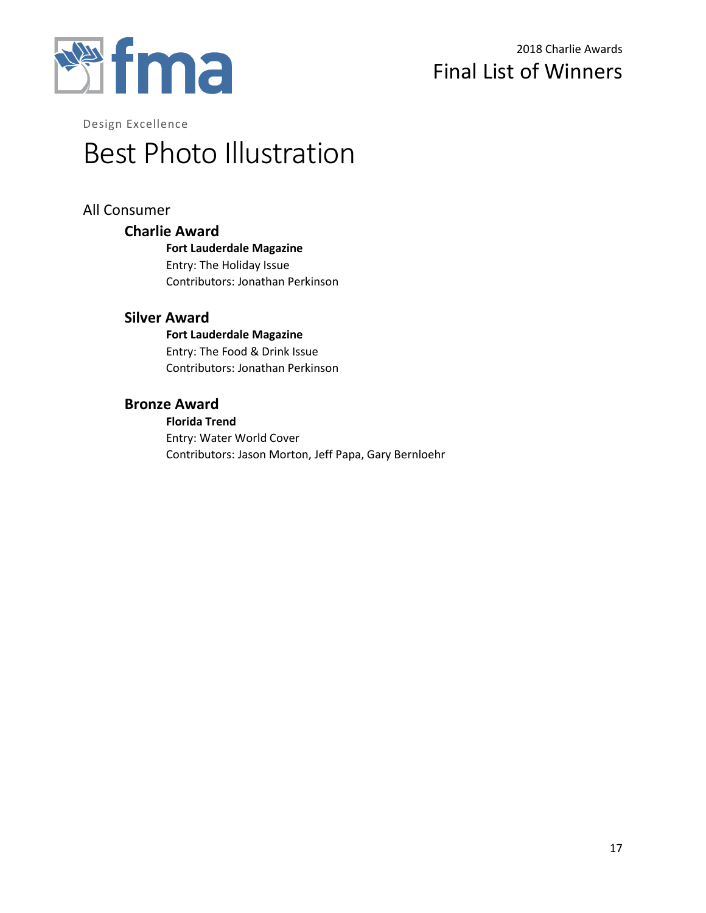Design Excellence

# Best Photo Illustration

## All Consumer

### Charlie Award

**Fort Lauderdale Magazine**
Entry: The Holiday Issue
Contributors: Jonathan Perkinson

### Silver Award

**Fort Lauderdale Magazine**
Entry: The Food & Drink Issue
Contributors: Jonathan Perkinson

### Bronze Award

**Florida Trend**
Entry: Water World Cover
Contributors: Jason Morton, Jeff Papa, Gary Bernloehr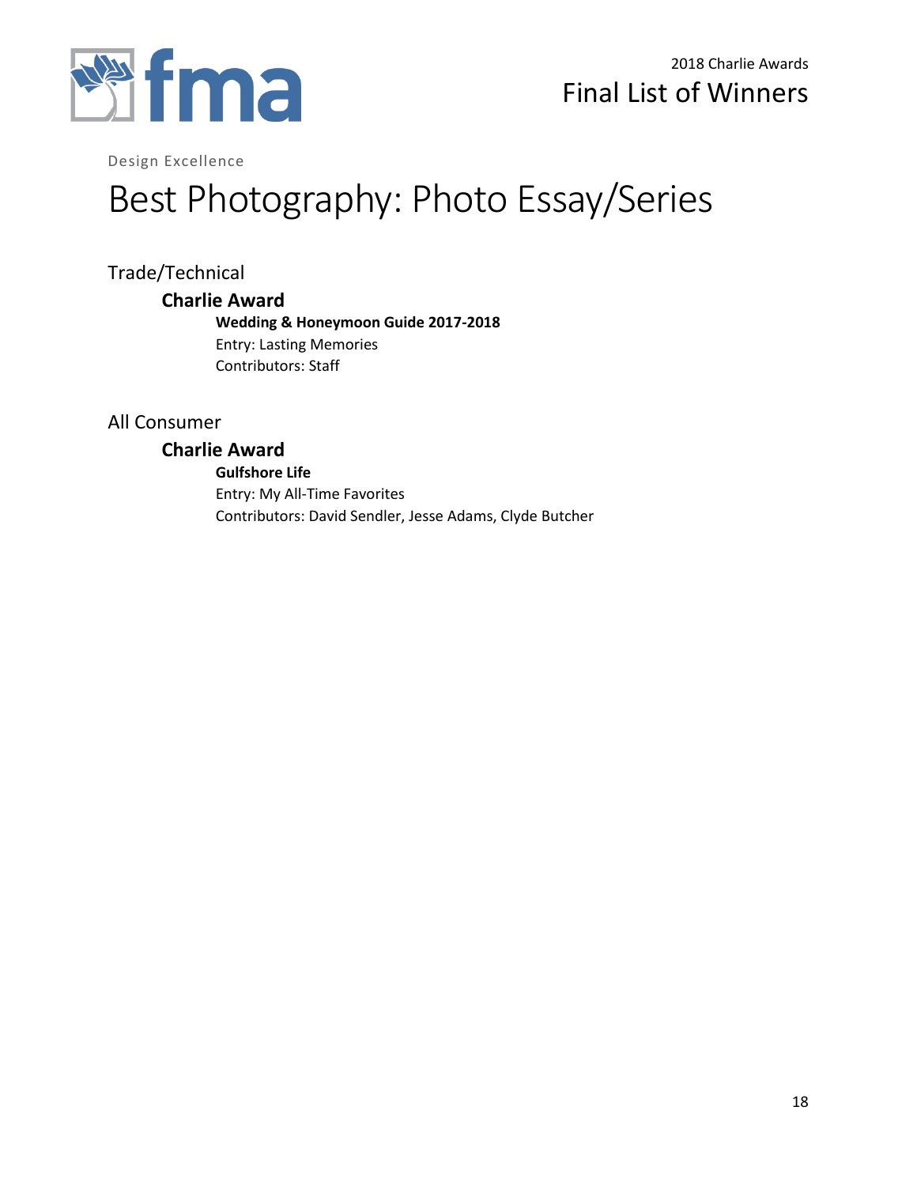Design Excellence

# Best Photography: Photo Essay/Series

## Trade/Technical

### Charlie Award

**Wedding & Honeymoon Guide 2017-2018**
Entry: Lasting Memories
Contributors: Staff

## All Consumer

### Charlie Award

**Gulfshore Life**
Entry: My All-Time Favorites
Contributors: David Sendler, Jesse Adams, Clyde Butcher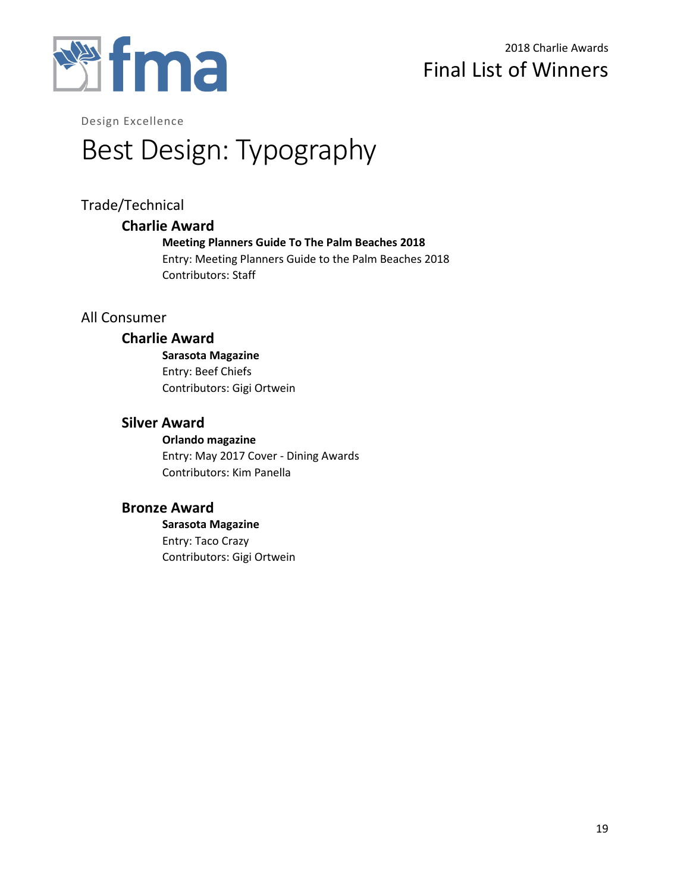Design Excellence

# Best Design: Typography

## Trade/Technical

### Charlie Award

**Meeting Planners Guide To The Palm Beaches 2018**
Entry: Meeting Planners Guide to the Palm Beaches 2018
Contributors: Staff

## All Consumer

### Charlie Award

**Sarasota Magazine**
Entry: Beef Chiefs
Contributors: Gigi Ortwein

### Silver Award

**Orlando magazine**
Entry: May 2017 Cover - Dining Awards
Contributors: Kim Panella

### Bronze Award

**Sarasota Magazine**
Entry: Taco Crazy
Contributors: Gigi Ortwein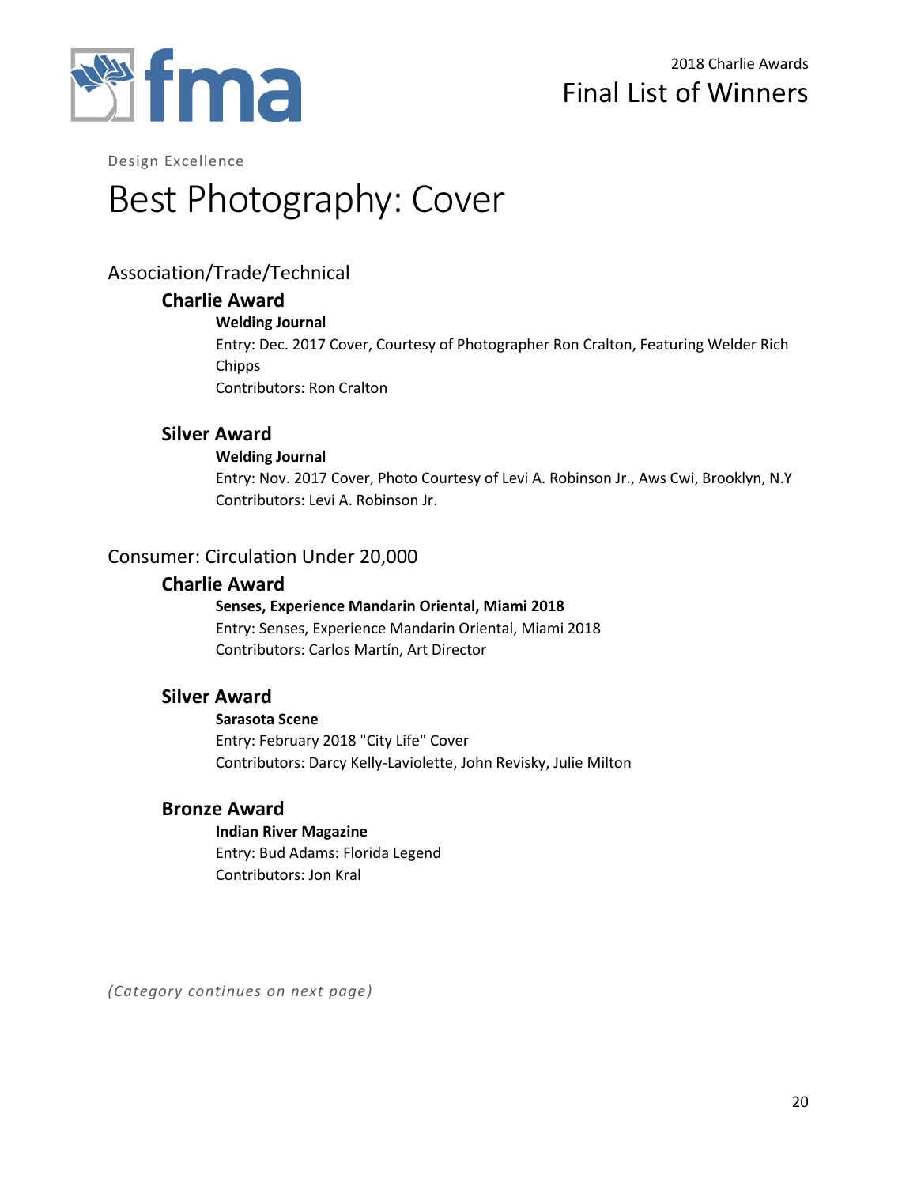Design Excellence

# Best Photography: Cover

## Association/Trade/Technical

### Charlie Award

**Welding Journal**

Entry: Dec. 2017 Cover, Courtesy of Photographer Ron Cralton, Featuring Welder Rich Chipps

Contributors: Ron Cralton

### Silver Award

**Welding Journal**

Entry: Nov. 2017 Cover, Photo Courtesy of Levi A. Robinson Jr., Aws Cwi, Brooklyn, N.Y

Contributors: Levi A. Robinson Jr.

## Consumer: Circulation Under 20,000

### Charlie Award

**Senses, Experience Mandarin Oriental, Miami 2018**

Entry: Senses, Experience Mandarin Oriental, Miami 2018

Contributors: Carlos Martín, Art Director

### Silver Award

**Sarasota Scene**

Entry: February 2018 "City Life" Cover

Contributors: Darcy Kelly-Laviolette, John Revisky, Julie Milton

### Bronze Award

**Indian River Magazine**

Entry: Bud Adams: Florida Legend

Contributors: Jon Kral

*(Category continues on next page)*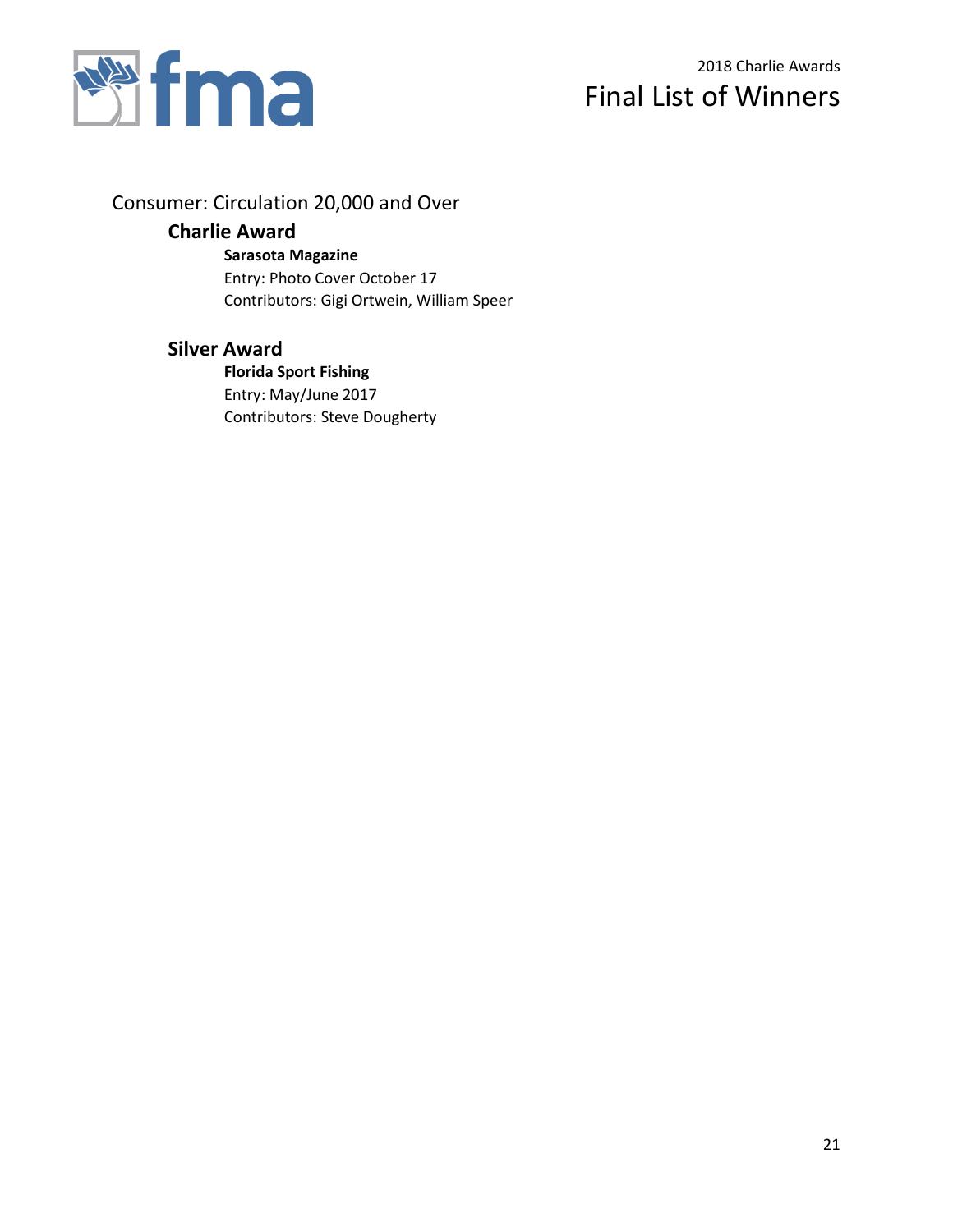## Consumer: Circulation 20,000 and Over

### Charlie Award

**Sarasota Magazine**
Entry: Photo Cover October 17
Contributors: Gigi Ortwein, William Speer

### Silver Award

**Florida Sport Fishing**
Entry: May/June 2017
Contributors: Steve Dougherty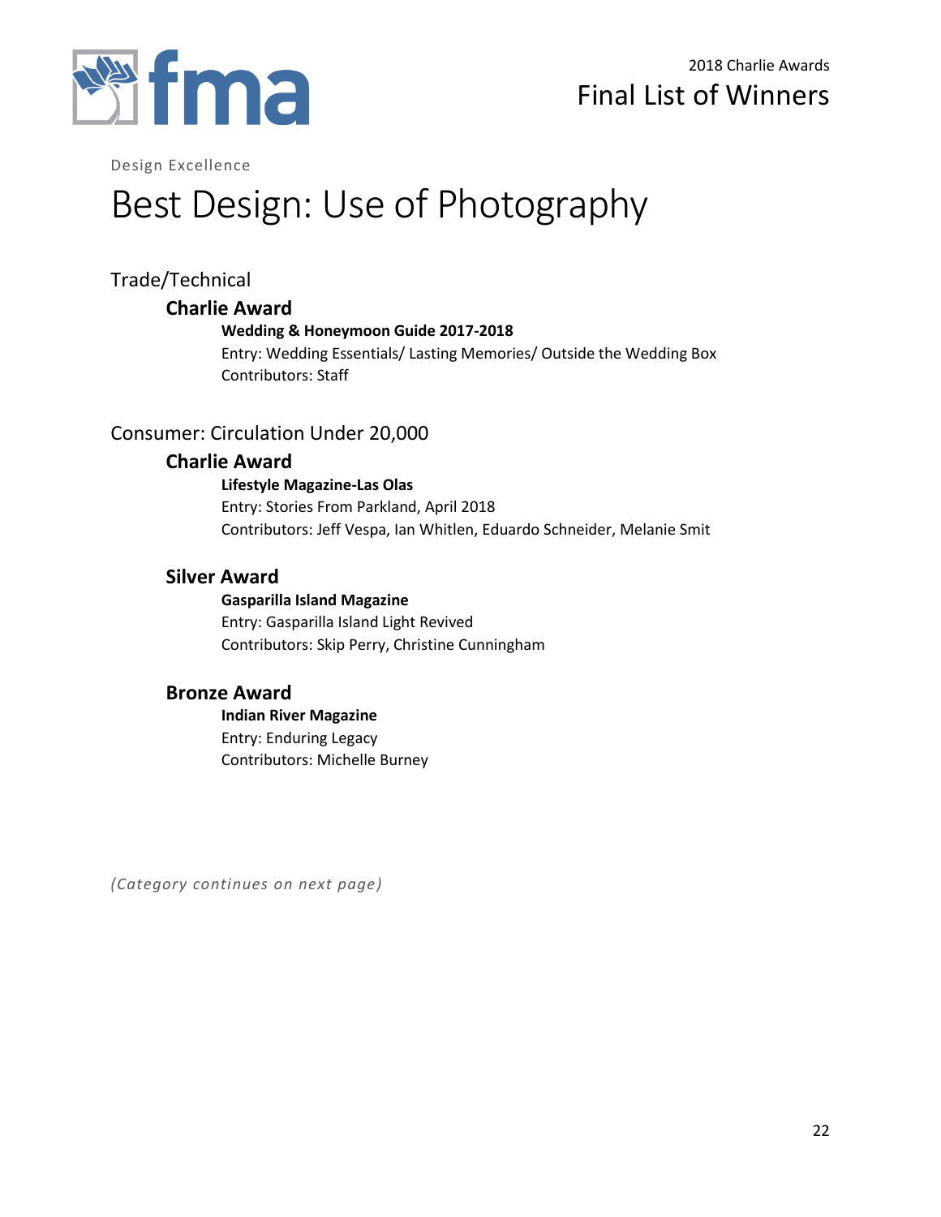Design Excellence

# Best Design: Use of Photography

## Trade/Technical

### Charlie Award

**Wedding & Honeymoon Guide 2017-2018**
Entry: Wedding Essentials/ Lasting Memories/ Outside the Wedding Box
Contributors: Staff

## Consumer: Circulation Under 20,000

### Charlie Award

**Lifestyle Magazine-Las Olas**
Entry: Stories From Parkland, April 2018
Contributors: Jeff Vespa, Ian Whitlen, Eduardo Schneider, Melanie Smit

### Silver Award

**Gasparilla Island Magazine**
Entry: Gasparilla Island Light Revived
Contributors: Skip Perry, Christine Cunningham

### Bronze Award

**Indian River Magazine**
Entry: Enduring Legacy
Contributors: Michelle Burney

*(Category continues on next page)*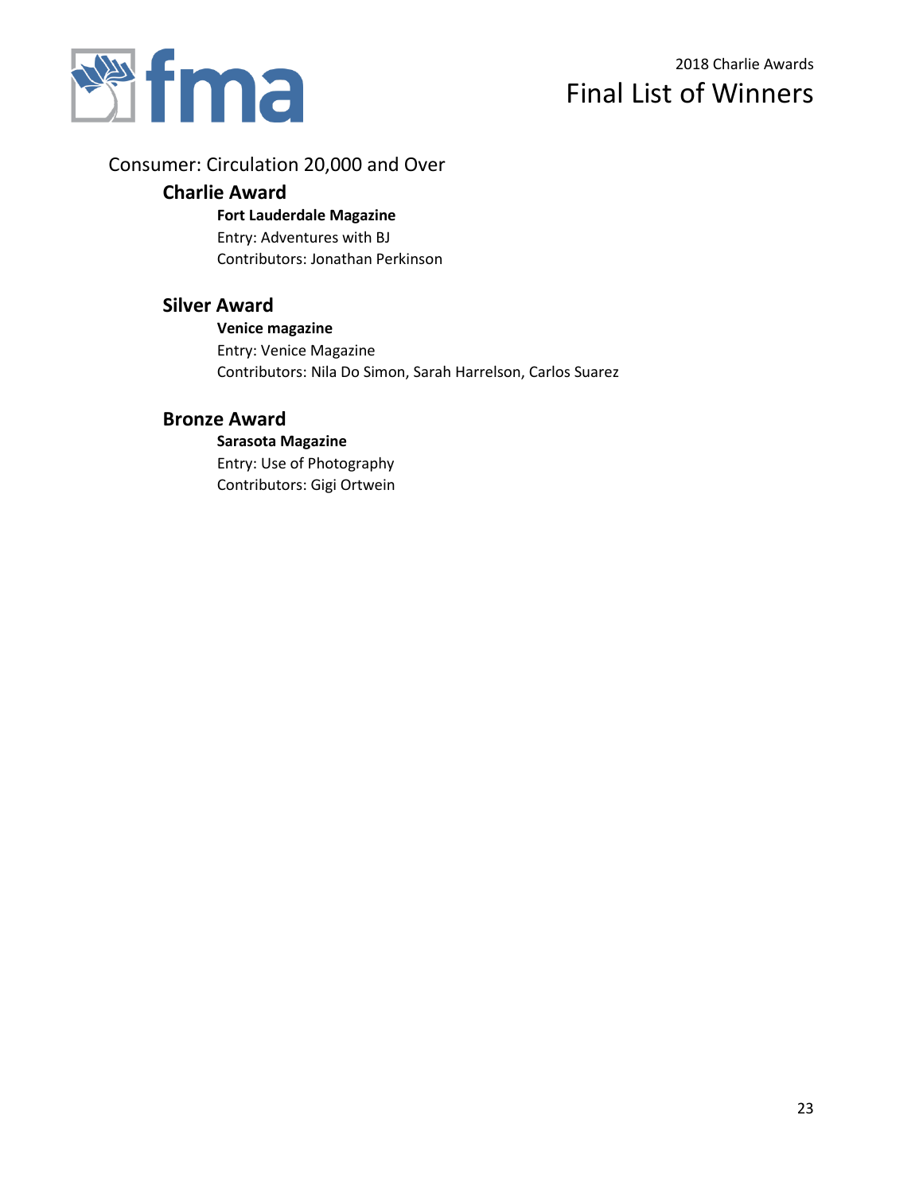## Consumer: Circulation 20,000 and Over

### Charlie Award

**Fort Lauderdale Magazine**
Entry: Adventures with BJ
Contributors: Jonathan Perkinson

### Silver Award

**Venice magazine**
Entry: Venice Magazine
Contributors: Nila Do Simon, Sarah Harrelson, Carlos Suarez

### Bronze Award

**Sarasota Magazine**
Entry: Use of Photography
Contributors: Gigi Ortwein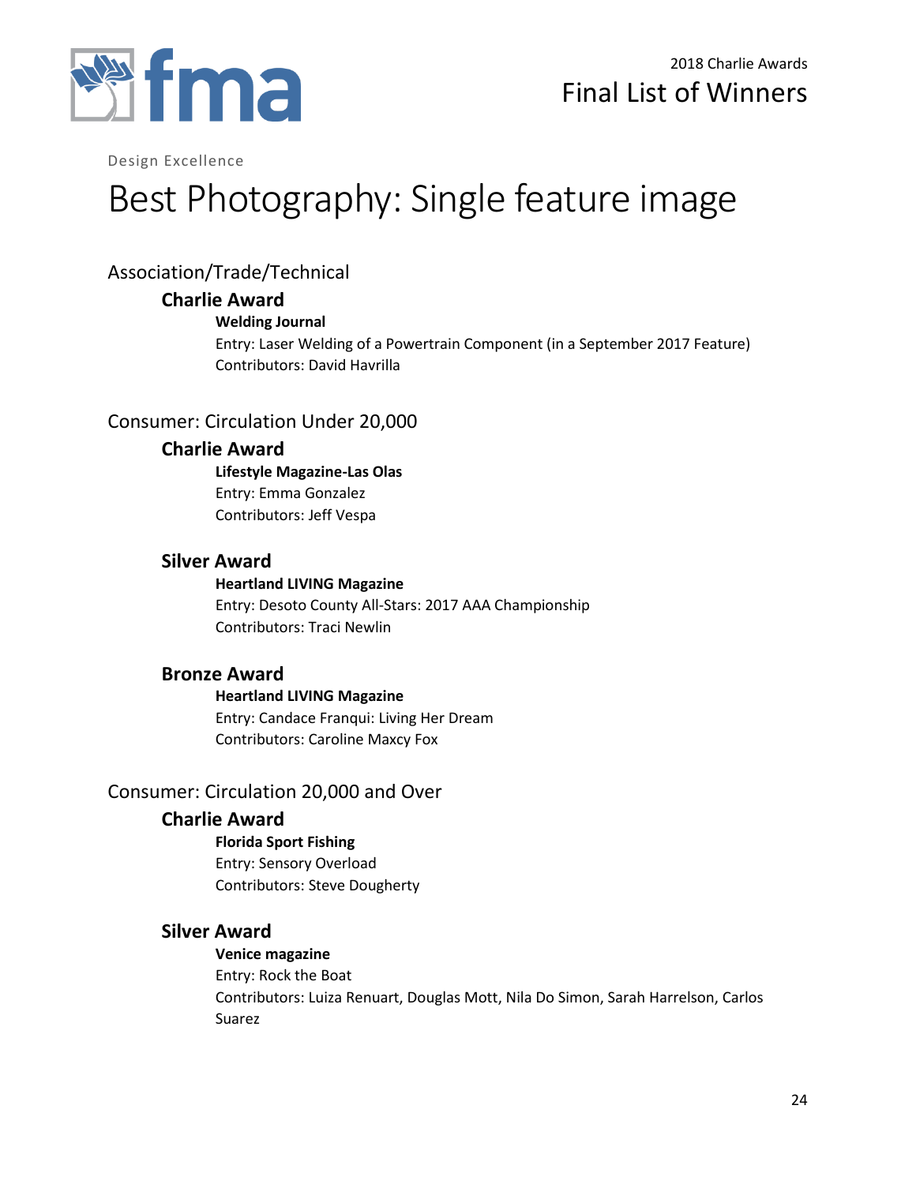Design Excellence

# Best Photography: Single feature image

## Association/Trade/Technical

### Charlie Award

**Welding Journal**
Entry: Laser Welding of a Powertrain Component (in a September 2017 Feature)
Contributors: David Havrilla

## Consumer: Circulation Under 20,000

### Charlie Award

**Lifestyle Magazine-Las Olas**
Entry: Emma Gonzalez
Contributors: Jeff Vespa

### Silver Award

**Heartland LIVING Magazine**
Entry: Desoto County All-Stars: 2017 AAA Championship
Contributors: Traci Newlin

### Bronze Award

**Heartland LIVING Magazine**
Entry: Candace Franqui: Living Her Dream
Contributors: Caroline Maxcy Fox

## Consumer: Circulation 20,000 and Over

### Charlie Award

**Florida Sport Fishing**
Entry: Sensory Overload
Contributors: Steve Dougherty

### Silver Award

**Venice magazine**
Entry: Rock the Boat
Contributors: Luiza Renuart, Douglas Mott, Nila Do Simon, Sarah Harrelson, Carlos Suarez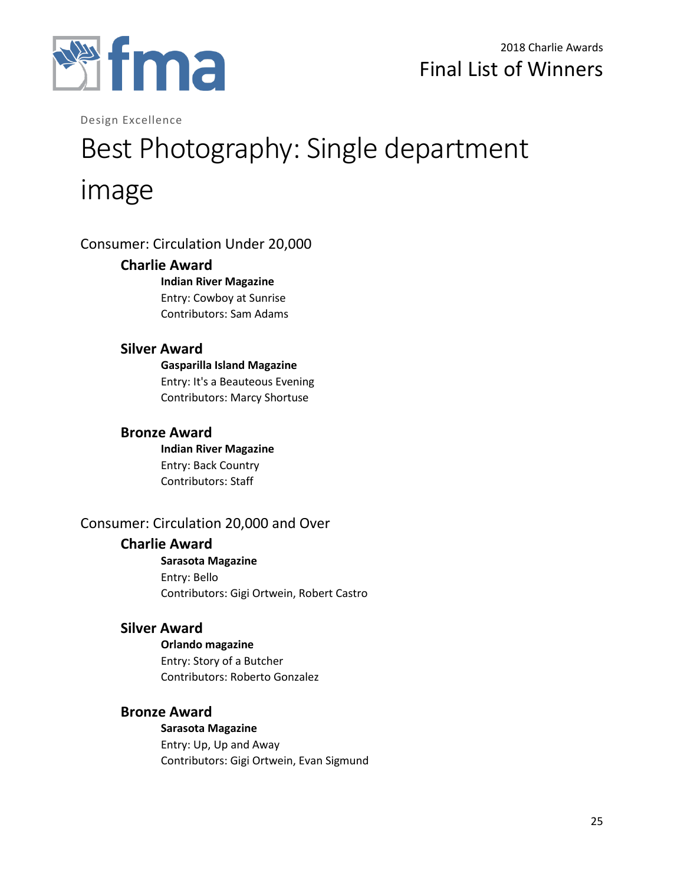Design Excellence

# Best Photography: Single department image

## Consumer: Circulation Under 20,000

### Charlie Award

**Indian River Magazine**
Entry: Cowboy at Sunrise
Contributors: Sam Adams

### Silver Award

**Gasparilla Island Magazine**
Entry: It's a Beauteous Evening
Contributors: Marcy Shortuse

### Bronze Award

**Indian River Magazine**
Entry: Back Country
Contributors: Staff

## Consumer: Circulation 20,000 and Over

### Charlie Award

**Sarasota Magazine**
Entry: Bello
Contributors: Gigi Ortwein, Robert Castro

### Silver Award

**Orlando magazine**
Entry: Story of a Butcher
Contributors: Roberto Gonzalez

### Bronze Award

**Sarasota Magazine**
Entry: Up, Up and Away
Contributors: Gigi Ortwein, Evan Sigmund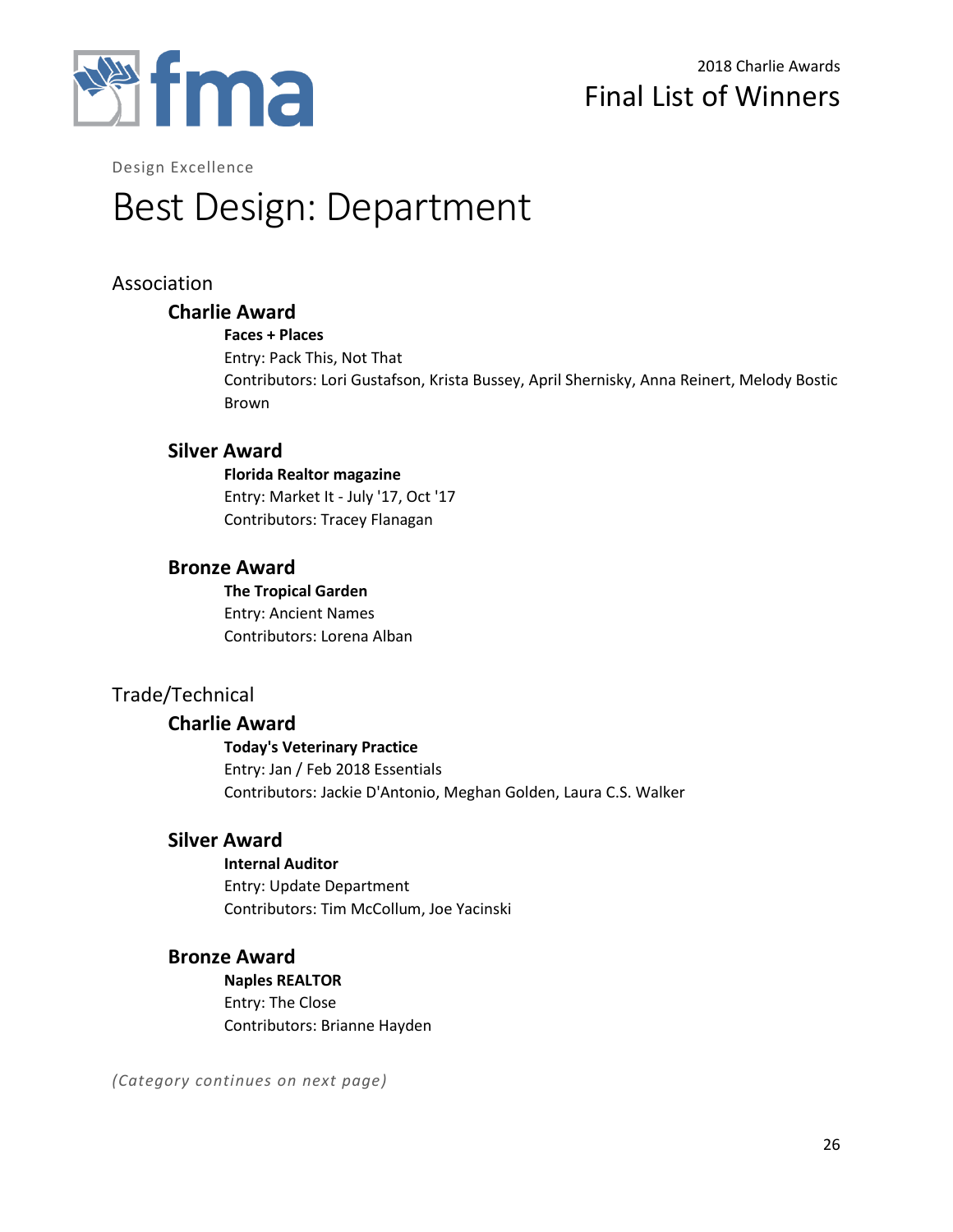Design Excellence

# Best Design: Department

## Association

### Charlie Award

**Faces + Places**
Entry: Pack This, Not That
Contributors: Lori Gustafson, Krista Bussey, April Shernisky, Anna Reinert, Melody Bostic Brown

### Silver Award

**Florida Realtor magazine**
Entry: Market It - July '17, Oct '17
Contributors: Tracey Flanagan

### Bronze Award

**The Tropical Garden**
Entry: Ancient Names
Contributors: Lorena Alban

## Trade/Technical

### Charlie Award

**Today's Veterinary Practice**
Entry: Jan / Feb 2018 Essentials
Contributors: Jackie D'Antonio, Meghan Golden, Laura C.S. Walker

### Silver Award

**Internal Auditor**
Entry: Update Department
Contributors: Tim McCollum, Joe Yacinski

### Bronze Award

**Naples REALTOR**
Entry: The Close
Contributors: Brianne Hayden

*(Category continues on next page)*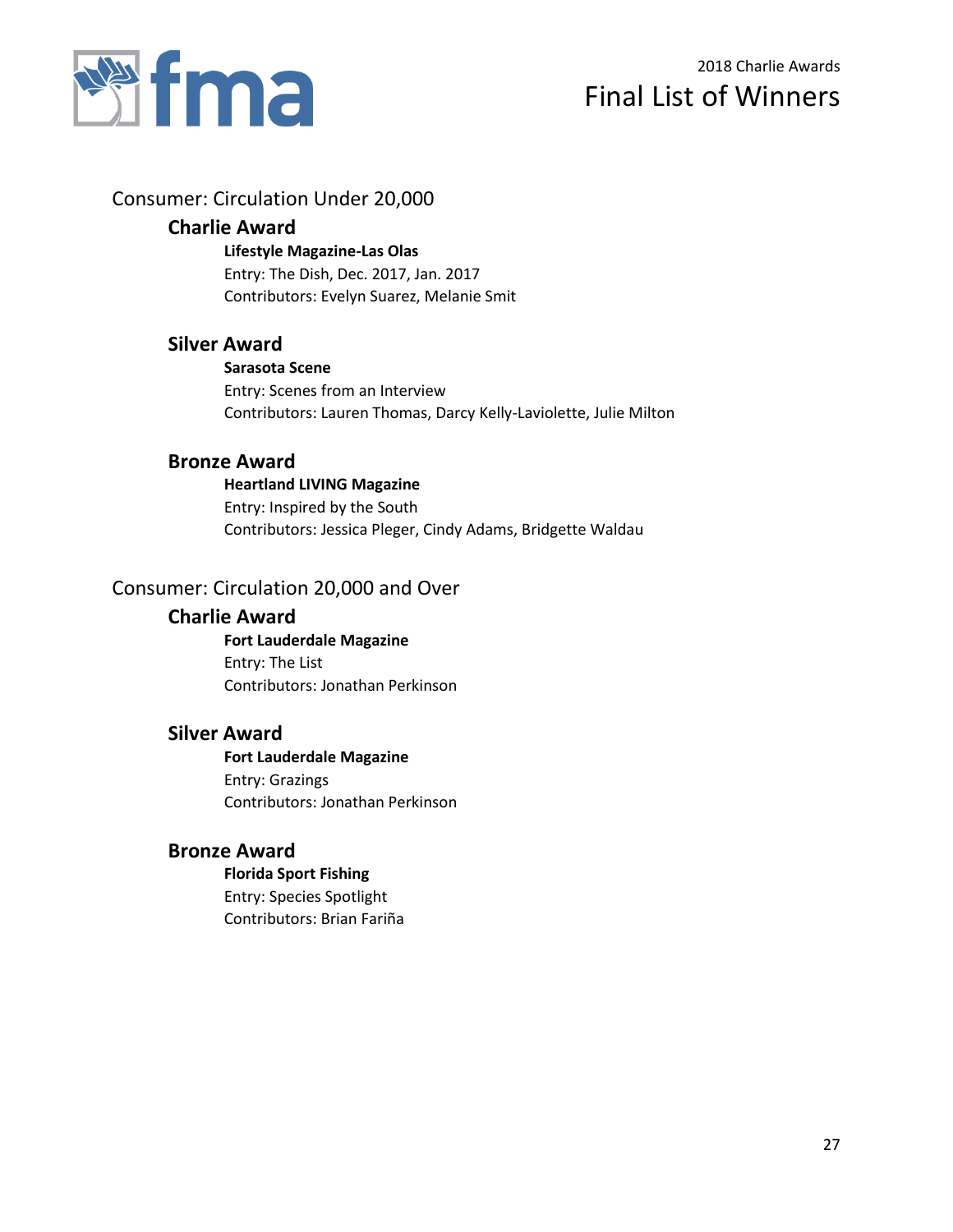# 2018 Charlie Awards
# Final List of Winners

## Consumer: Circulation Under 20,000

### Charlie Award

**Lifestyle Magazine-Las Olas**
Entry: The Dish, Dec. 2017, Jan. 2017
Contributors: Evelyn Suarez, Melanie Smit

### Silver Award

**Sarasota Scene**
Entry: Scenes from an Interview
Contributors: Lauren Thomas, Darcy Kelly-Laviolette, Julie Milton

### Bronze Award

**Heartland LIVING Magazine**
Entry: Inspired by the South
Contributors: Jessica Pleger, Cindy Adams, Bridgette Waldau

## Consumer: Circulation 20,000 and Over

### Charlie Award

**Fort Lauderdale Magazine**
Entry: The List
Contributors: Jonathan Perkinson

### Silver Award

**Fort Lauderdale Magazine**
Entry: Grazings
Contributors: Jonathan Perkinson

### Bronze Award

**Florida Sport Fishing**
Entry: Species Spotlight
Contributors: Brian Fariña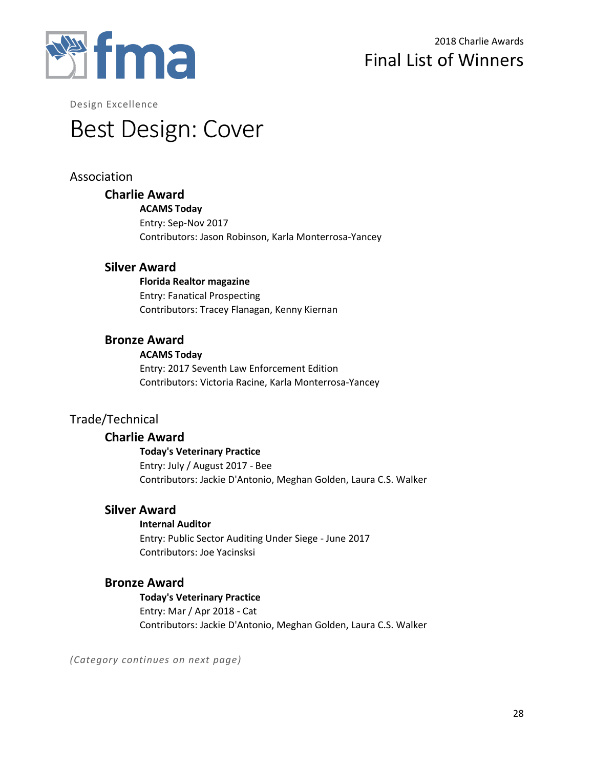Design Excellence

# Best Design: Cover

## Association

### Charlie Award

**ACAMS Today**
Entry: Sep-Nov 2017
Contributors: Jason Robinson, Karla Monterrosa-Yancey

### Silver Award

**Florida Realtor magazine**
Entry: Fanatical Prospecting
Contributors: Tracey Flanagan, Kenny Kiernan

### Bronze Award

**ACAMS Today**
Entry: 2017 Seventh Law Enforcement Edition
Contributors: Victoria Racine, Karla Monterrosa-Yancey

## Trade/Technical

### Charlie Award

**Today's Veterinary Practice**
Entry: July / August 2017 - Bee
Contributors: Jackie D'Antonio, Meghan Golden, Laura C.S. Walker

### Silver Award

**Internal Auditor**
Entry: Public Sector Auditing Under Siege - June 2017
Contributors: Joe Yacinsksi

### Bronze Award

**Today's Veterinary Practice**
Entry: Mar / Apr 2018 - Cat
Contributors: Jackie D'Antonio, Meghan Golden, Laura C.S. Walker

*(Category continues on next page)*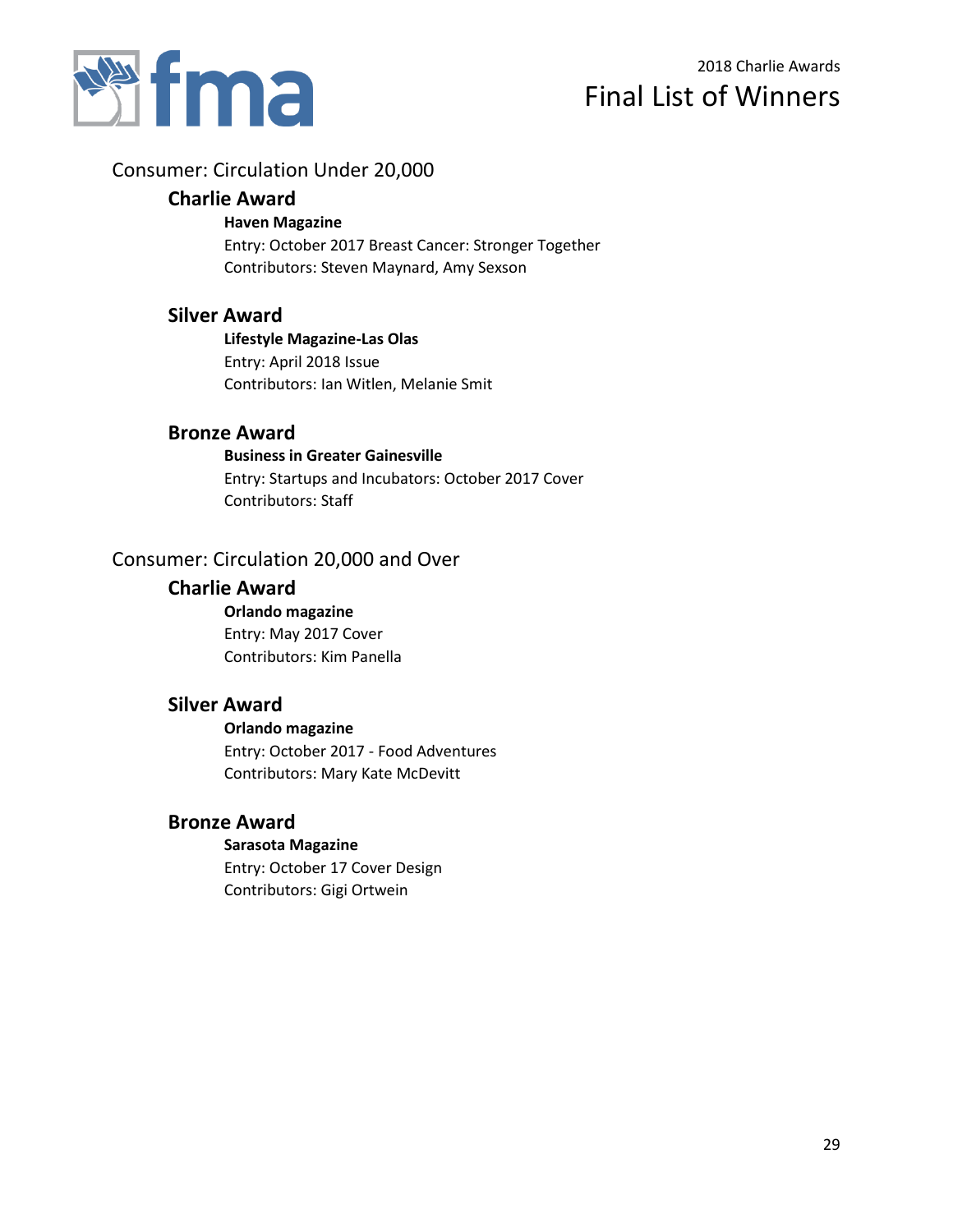2018 Charlie Awards

# Final List of Winners

## Consumer: Circulation Under 20,000

### Charlie Award

**Haven Magazine**
Entry: October 2017 Breast Cancer: Stronger Together
Contributors: Steven Maynard, Amy Sexson

### Silver Award

**Lifestyle Magazine-Las Olas**
Entry: April 2018 Issue
Contributors: Ian Witlen, Melanie Smit

### Bronze Award

**Business in Greater Gainesville**
Entry: Startups and Incubators: October 2017 Cover
Contributors: Staff

## Consumer: Circulation 20,000 and Over

### Charlie Award

**Orlando magazine**
Entry: May 2017 Cover
Contributors: Kim Panella

### Silver Award

**Orlando magazine**
Entry: October 2017 - Food Adventures
Contributors: Mary Kate McDevitt

### Bronze Award

**Sarasota Magazine**
Entry: October 17 Cover Design
Contributors: Gigi Ortwein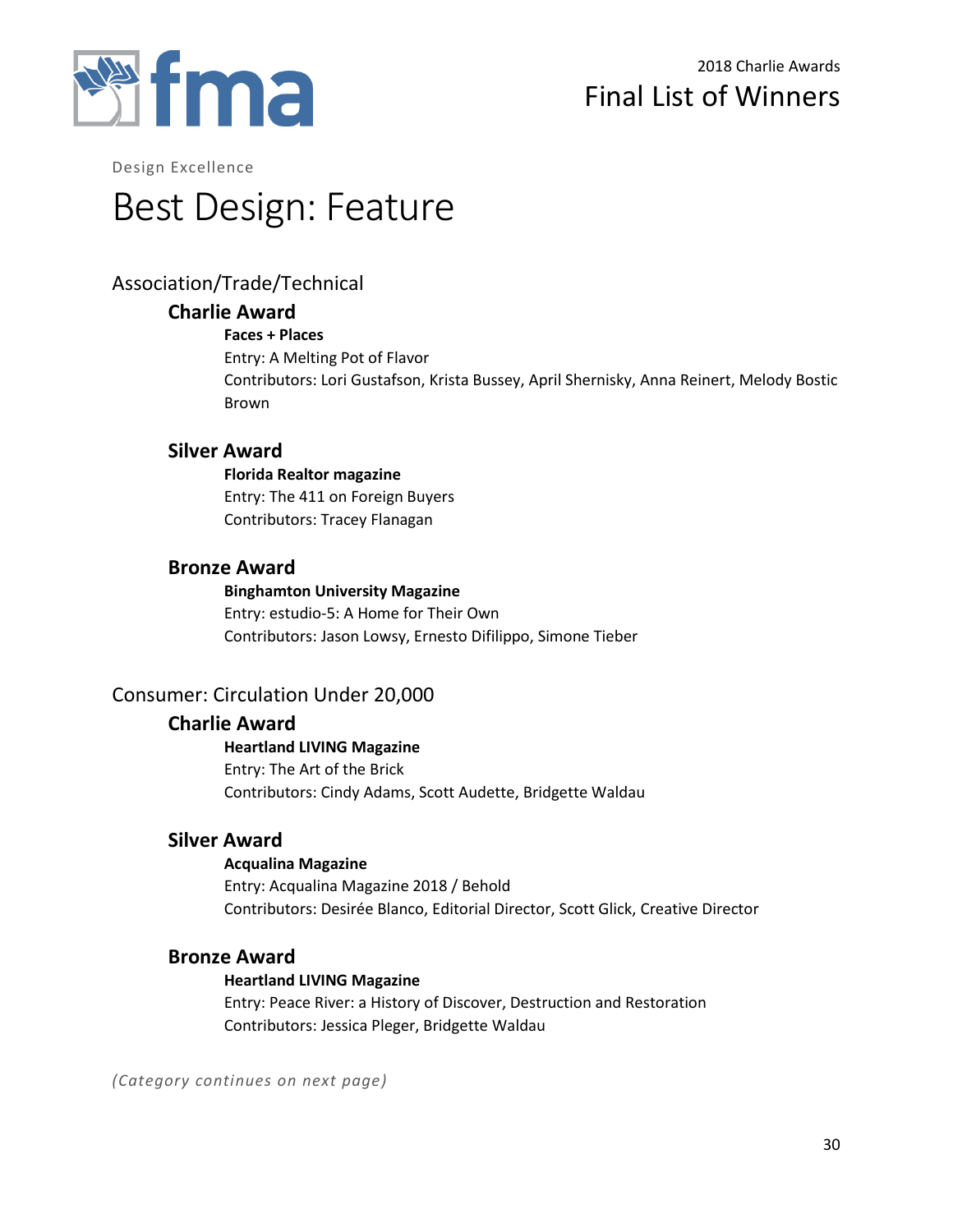Design Excellence

# Best Design: Feature

## Association/Trade/Technical

### Charlie Award

**Faces + Places**
Entry: A Melting Pot of Flavor
Contributors: Lori Gustafson, Krista Bussey, April Shernisky, Anna Reinert, Melody Bostic Brown

### Silver Award

**Florida Realtor magazine**
Entry: The 411 on Foreign Buyers
Contributors: Tracey Flanagan

### Bronze Award

**Binghamton University Magazine**
Entry: estudio-5: A Home for Their Own
Contributors: Jason Lowsy, Ernesto Difilippo, Simone Tieber

## Consumer: Circulation Under 20,000

### Charlie Award

**Heartland LIVING Magazine**
Entry: The Art of the Brick
Contributors: Cindy Adams, Scott Audette, Bridgette Waldau

### Silver Award

**Acqualina Magazine**
Entry: Acqualina Magazine 2018 / Behold
Contributors: Desirée Blanco, Editorial Director, Scott Glick, Creative Director

### Bronze Award

**Heartland LIVING Magazine**
Entry: Peace River: a History of Discover, Destruction and Restoration
Contributors: Jessica Pleger, Bridgette Waldau

*(Category continues on next page)*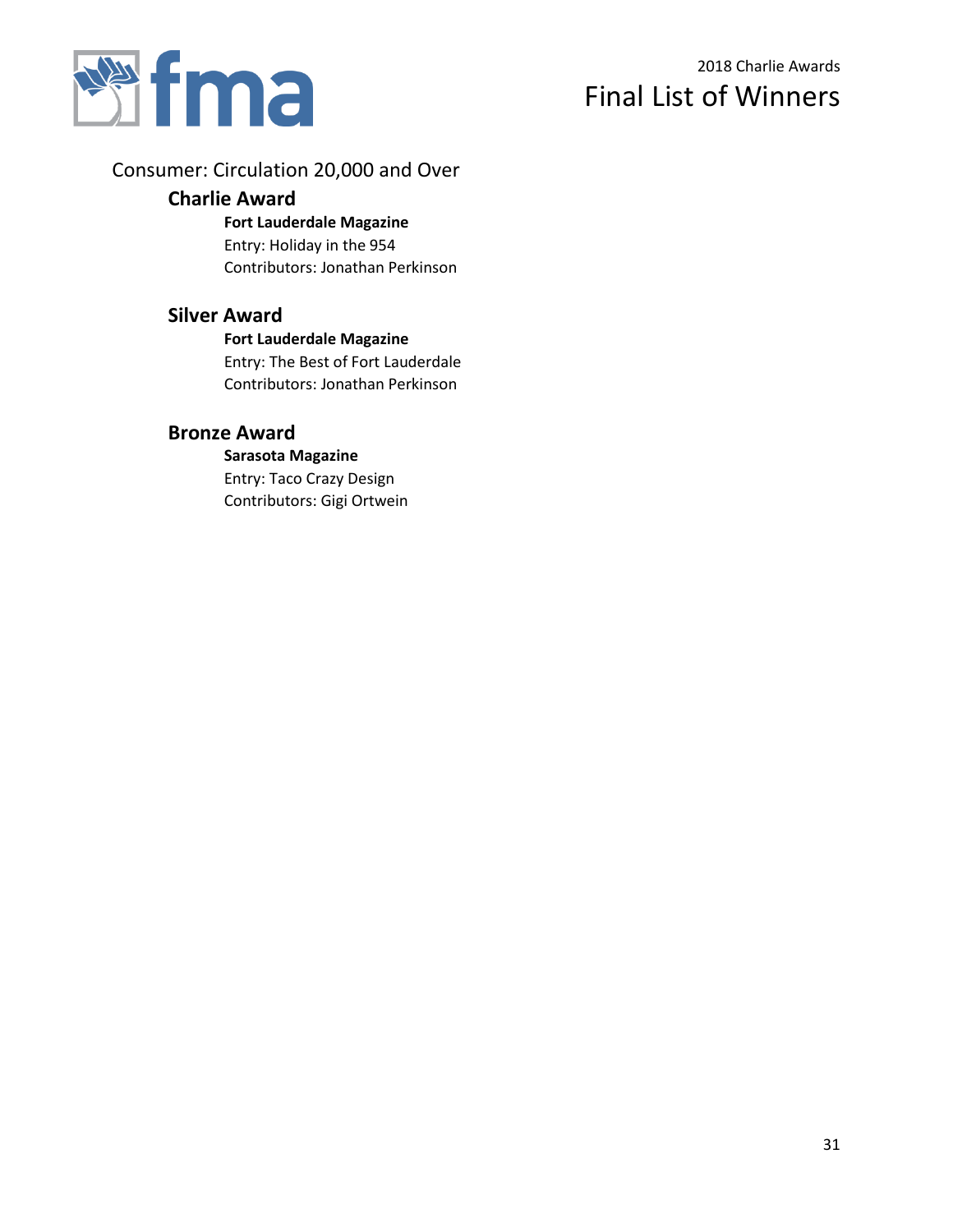Consumer: Circulation 20,000 and Over

### Charlie Award

**Fort Lauderdale Magazine**
Entry: Holiday in the 954
Contributors: Jonathan Perkinson

### Silver Award

**Fort Lauderdale Magazine**
Entry: The Best of Fort Lauderdale
Contributors: Jonathan Perkinson

### Bronze Award

**Sarasota Magazine**
Entry: Taco Crazy Design
Contributors: Gigi Ortwein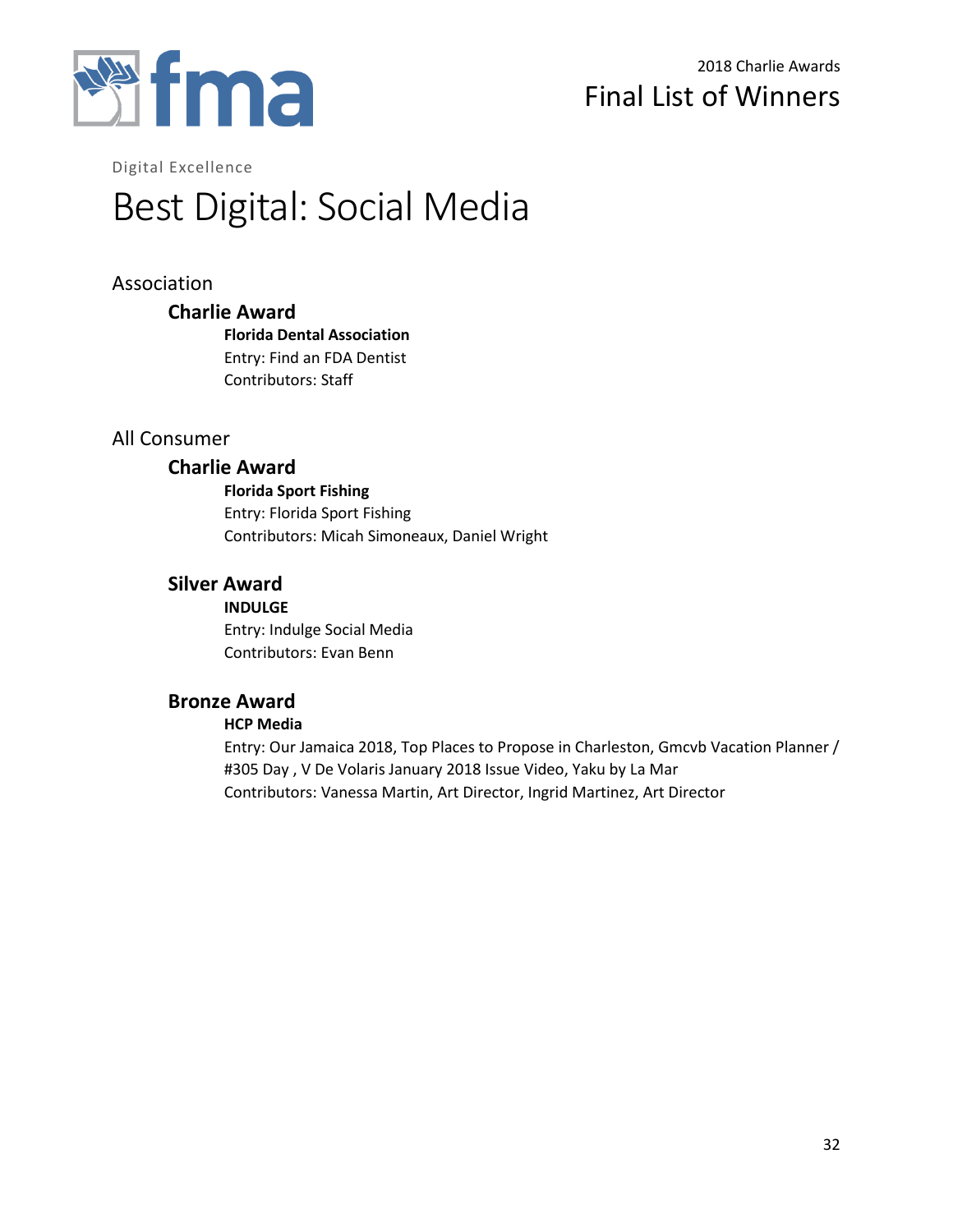Digital Excellence

# Best Digital: Social Media

## Association

### Charlie Award

**Florida Dental Association**
Entry: Find an FDA Dentist
Contributors: Staff

## All Consumer

### Charlie Award

**Florida Sport Fishing**
Entry: Florida Sport Fishing
Contributors: Micah Simoneaux, Daniel Wright

### Silver Award

**INDULGE**
Entry: Indulge Social Media
Contributors: Evan Benn

### Bronze Award

**HCP Media**
Entry: Our Jamaica 2018, Top Places to Propose in Charleston, Gmcvb Vacation Planner / #305 Day , V De Volaris January 2018 Issue Video, Yaku by La Mar
Contributors: Vanessa Martin, Art Director, Ingrid Martinez, Art Director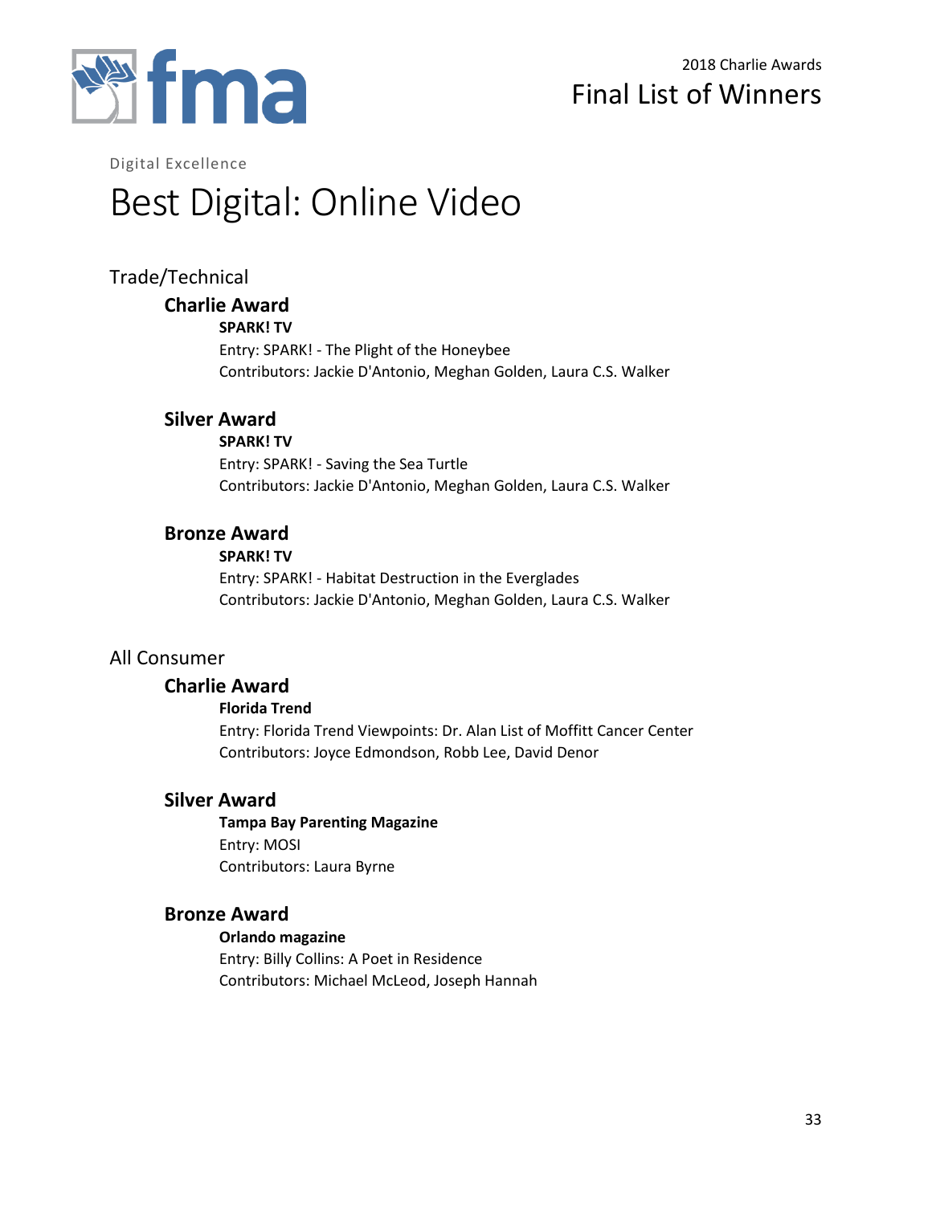Digital Excellence

# Best Digital: Online Video

## Trade/Technical

### Charlie Award

**SPARK! TV**
Entry: SPARK! - The Plight of the Honeybee
Contributors: Jackie D'Antonio, Meghan Golden, Laura C.S. Walker

### Silver Award

**SPARK! TV**
Entry: SPARK! - Saving the Sea Turtle
Contributors: Jackie D'Antonio, Meghan Golden, Laura C.S. Walker

### Bronze Award

**SPARK! TV**
Entry: SPARK! - Habitat Destruction in the Everglades
Contributors: Jackie D'Antonio, Meghan Golden, Laura C.S. Walker

## All Consumer

### Charlie Award

**Florida Trend**
Entry: Florida Trend Viewpoints: Dr. Alan List of Moffitt Cancer Center
Contributors: Joyce Edmondson, Robb Lee, David Denor

### Silver Award

**Tampa Bay Parenting Magazine**
Entry: MOSI
Contributors: Laura Byrne

### Bronze Award

**Orlando magazine**
Entry: Billy Collins: A Poet in Residence
Contributors: Michael McLeod, Joseph Hannah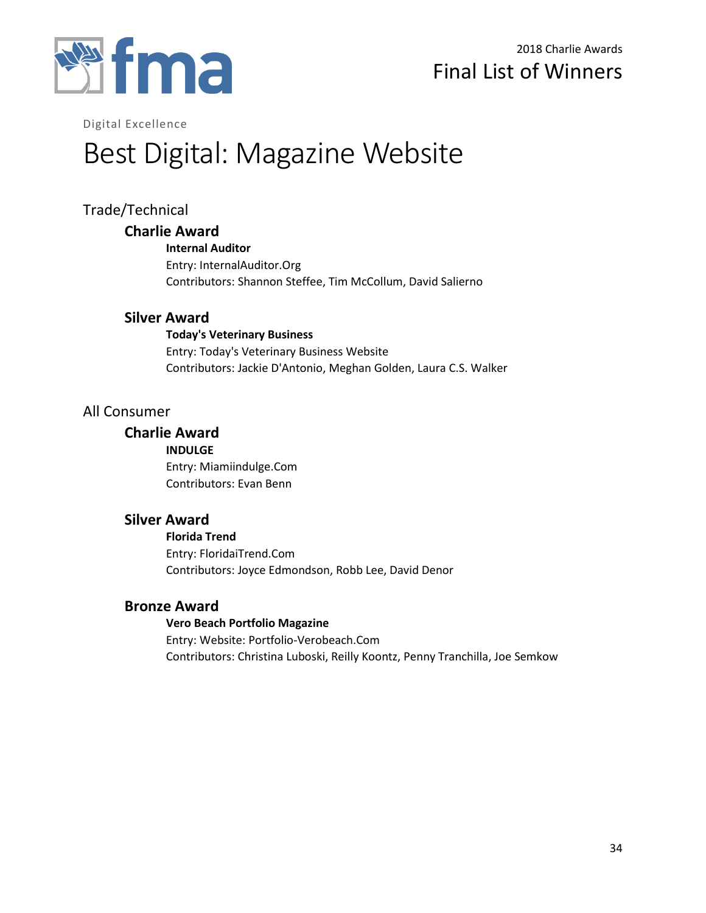2018 Charlie Awards

Final List of Winners

Digital Excellence

# Best Digital: Magazine Website

## Trade/Technical

### Charlie Award

**Internal Auditor**

Entry: InternalAuditor.Org

Contributors: Shannon Steffee, Tim McCollum, David Salierno

### Silver Award

**Today's Veterinary Business**

Entry: Today's Veterinary Business Website

Contributors: Jackie D'Antonio, Meghan Golden, Laura C.S. Walker

## All Consumer

### Charlie Award

**INDULGE**

Entry: Miamiindulge.Com

Contributors: Evan Benn

### Silver Award

**Florida Trend**

Entry: FloridaiTrend.Com

Contributors: Joyce Edmondson, Robb Lee, David Denor

### Bronze Award

**Vero Beach Portfolio Magazine**

Entry: Website: Portfolio-Verobeach.Com

Contributors: Christina Luboski, Reilly Koontz, Penny Tranchilla, Joe Semkow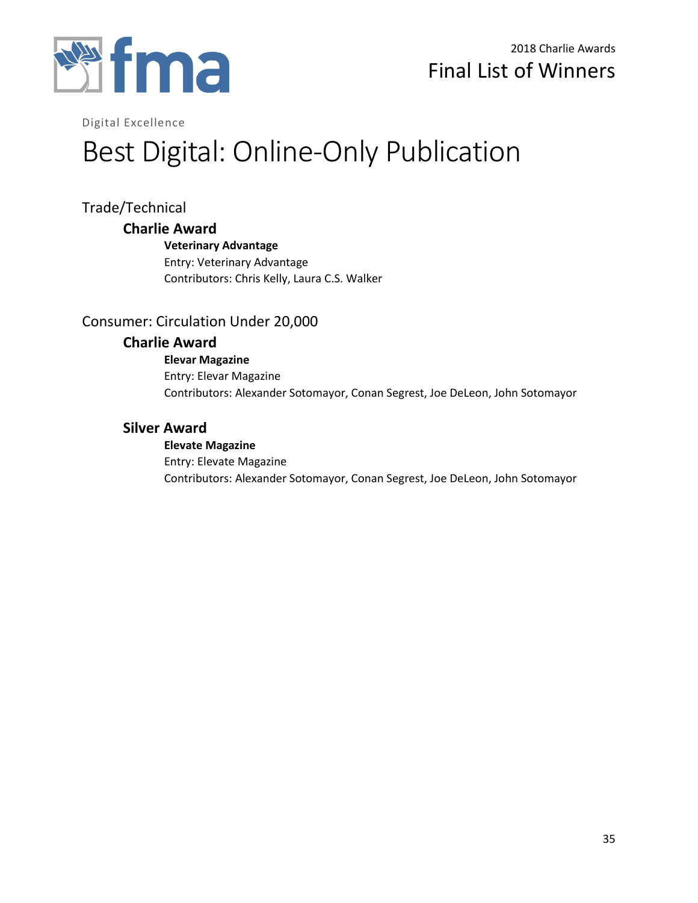Digital Excellence

# Best Digital: Online-Only Publication

## Trade/Technical

### Charlie Award

**Veterinary Advantage**
Entry: Veterinary Advantage
Contributors: Chris Kelly, Laura C.S. Walker

## Consumer: Circulation Under 20,000

### Charlie Award

**Elevar Magazine**
Entry: Elevar Magazine
Contributors: Alexander Sotomayor, Conan Segrest, Joe DeLeon, John Sotomayor

### Silver Award

**Elevate Magazine**
Entry: Elevate Magazine
Contributors: Alexander Sotomayor, Conan Segrest, Joe DeLeon, John Sotomayor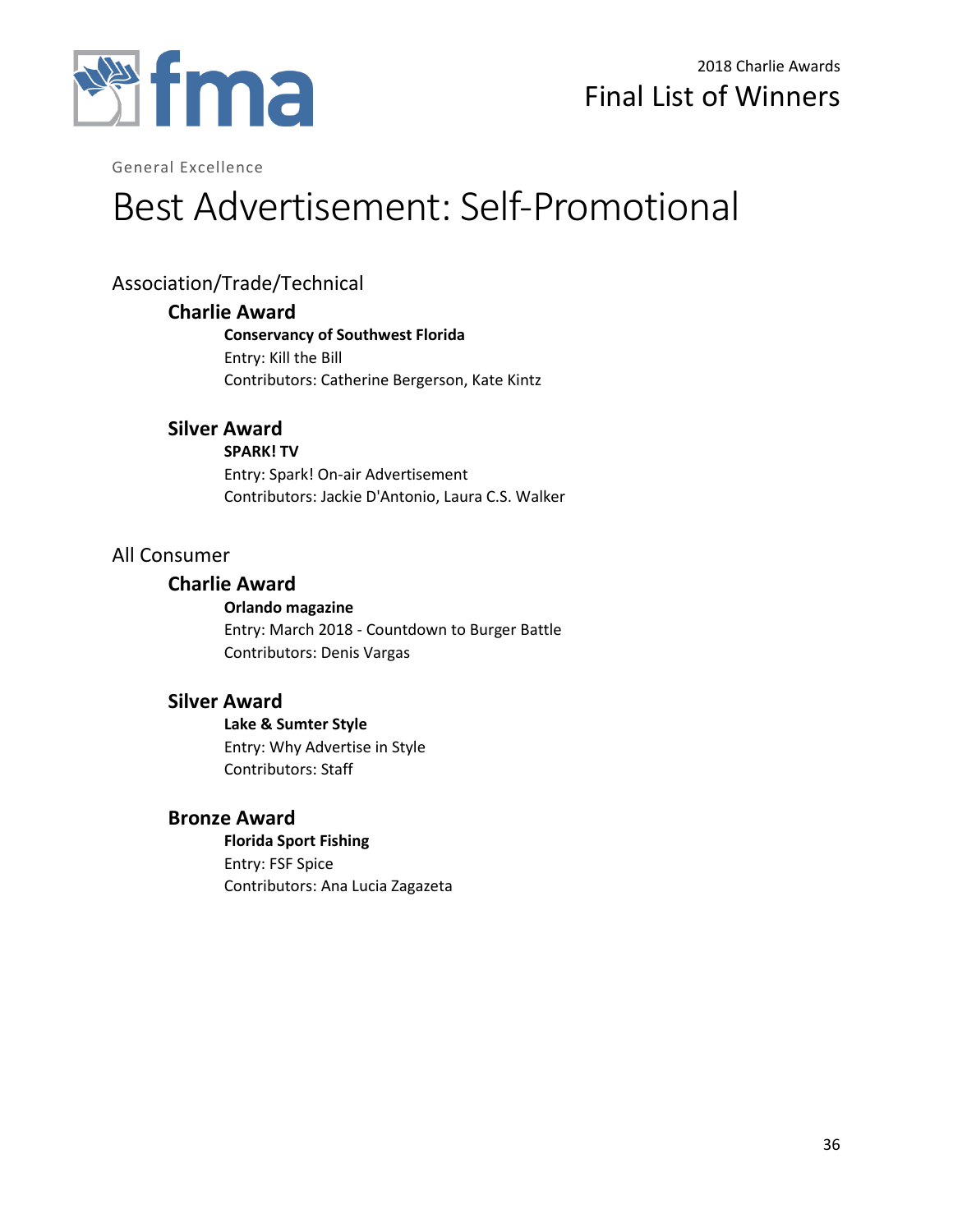General Excellence

# Best Advertisement: Self-Promotional

## Association/Trade/Technical

### Charlie Award

**Conservancy of Southwest Florida**
Entry: Kill the Bill
Contributors: Catherine Bergerson, Kate Kintz

### Silver Award

**SPARK! TV**
Entry: Spark! On-air Advertisement
Contributors: Jackie D'Antonio, Laura C.S. Walker

## All Consumer

### Charlie Award

**Orlando magazine**
Entry: March 2018 - Countdown to Burger Battle
Contributors: Denis Vargas

### Silver Award

**Lake & Sumter Style**
Entry: Why Advertise in Style
Contributors: Staff

### Bronze Award

**Florida Sport Fishing**
Entry: FSF Spice
Contributors: Ana Lucia Zagazeta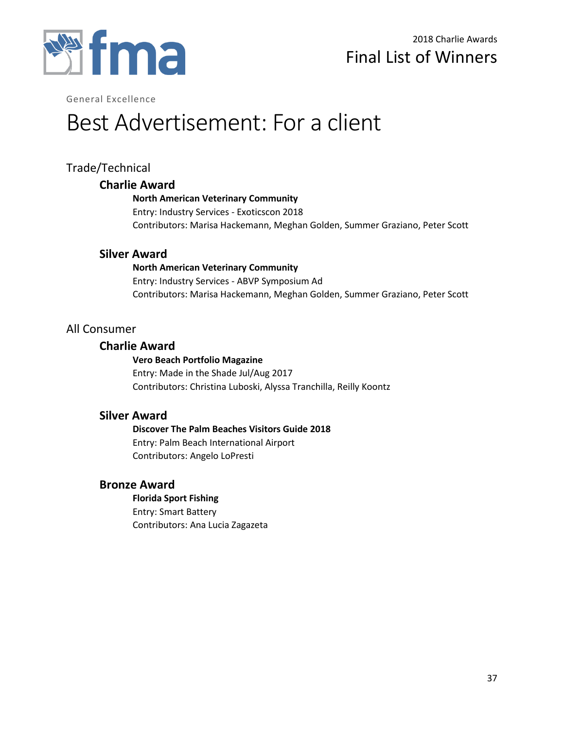General Excellence

# Best Advertisement: For a client

## Trade/Technical

### Charlie Award

**North American Veterinary Community**
Entry: Industry Services - Exoticscon 2018
Contributors: Marisa Hackemann, Meghan Golden, Summer Graziano, Peter Scott

### Silver Award

**North American Veterinary Community**
Entry: Industry Services - ABVP Symposium Ad
Contributors: Marisa Hackemann, Meghan Golden, Summer Graziano, Peter Scott

## All Consumer

### Charlie Award

**Vero Beach Portfolio Magazine**
Entry: Made in the Shade Jul/Aug 2017
Contributors: Christina Luboski, Alyssa Tranchilla, Reilly Koontz

### Silver Award

**Discover The Palm Beaches Visitors Guide 2018**
Entry: Palm Beach International Airport
Contributors: Angelo LoPresti

### Bronze Award

**Florida Sport Fishing**
Entry: Smart Battery
Contributors: Ana Lucia Zagazeta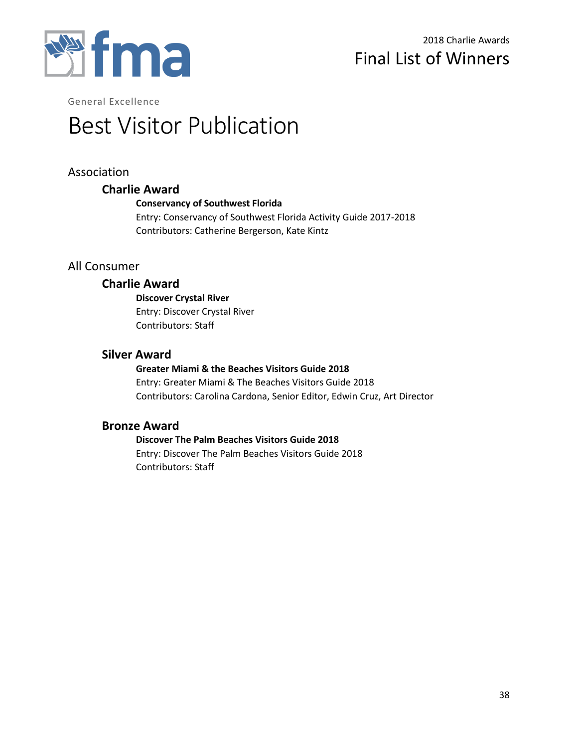General Excellence

# Best Visitor Publication

## Association

### Charlie Award

**Conservancy of Southwest Florida**
Entry: Conservancy of Southwest Florida Activity Guide 2017-2018
Contributors: Catherine Bergerson, Kate Kintz

## All Consumer

### Charlie Award

**Discover Crystal River**
Entry: Discover Crystal River
Contributors: Staff

### Silver Award

**Greater Miami & the Beaches Visitors Guide 2018**
Entry: Greater Miami & The Beaches Visitors Guide 2018
Contributors: Carolina Cardona, Senior Editor, Edwin Cruz, Art Director

### Bronze Award

**Discover The Palm Beaches Visitors Guide 2018**
Entry: Discover The Palm Beaches Visitors Guide 2018
Contributors: Staff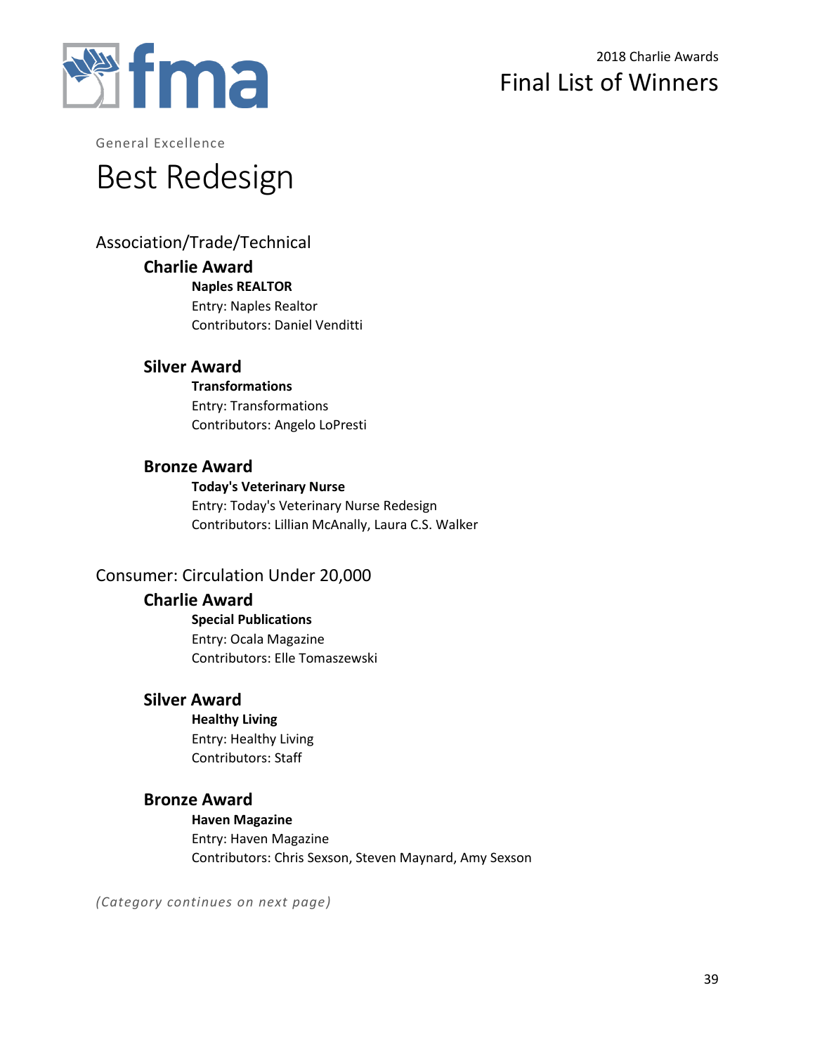General Excellence

# Best Redesign

## Association/Trade/Technical

### Charlie Award

**Naples REALTOR**
Entry: Naples Realtor
Contributors: Daniel Venditti

### Silver Award

**Transformations**
Entry: Transformations
Contributors: Angelo LoPresti

### Bronze Award

**Today's Veterinary Nurse**
Entry: Today's Veterinary Nurse Redesign
Contributors: Lillian McAnally, Laura C.S. Walker

## Consumer: Circulation Under 20,000

### Charlie Award

**Special Publications**
Entry: Ocala Magazine
Contributors: Elle Tomaszewski

### Silver Award

**Healthy Living**
Entry: Healthy Living
Contributors: Staff

### Bronze Award

**Haven Magazine**
Entry: Haven Magazine
Contributors: Chris Sexson, Steven Maynard, Amy Sexson

*(Category continues on next page)*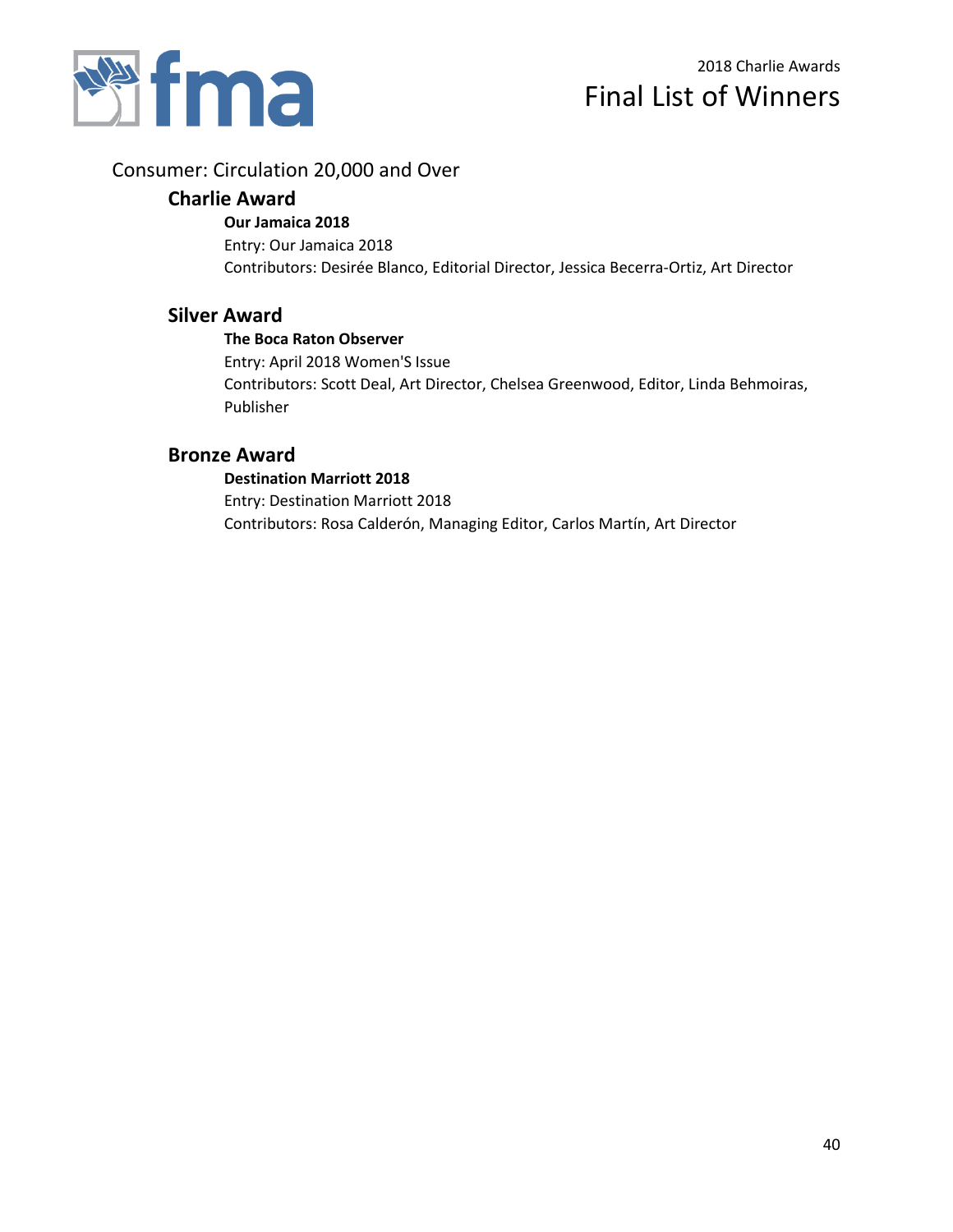## Consumer: Circulation 20,000 and Over

### Charlie Award

**Our Jamaica 2018**
Entry: Our Jamaica 2018
Contributors: Desirée Blanco, Editorial Director, Jessica Becerra-Ortiz, Art Director

### Silver Award

**The Boca Raton Observer**
Entry: April 2018 Women'S Issue
Contributors: Scott Deal, Art Director, Chelsea Greenwood, Editor, Linda Behmoiras, Publisher

### Bronze Award

**Destination Marriott 2018**
Entry: Destination Marriott 2018
Contributors: Rosa Calderón, Managing Editor, Carlos Martín, Art Director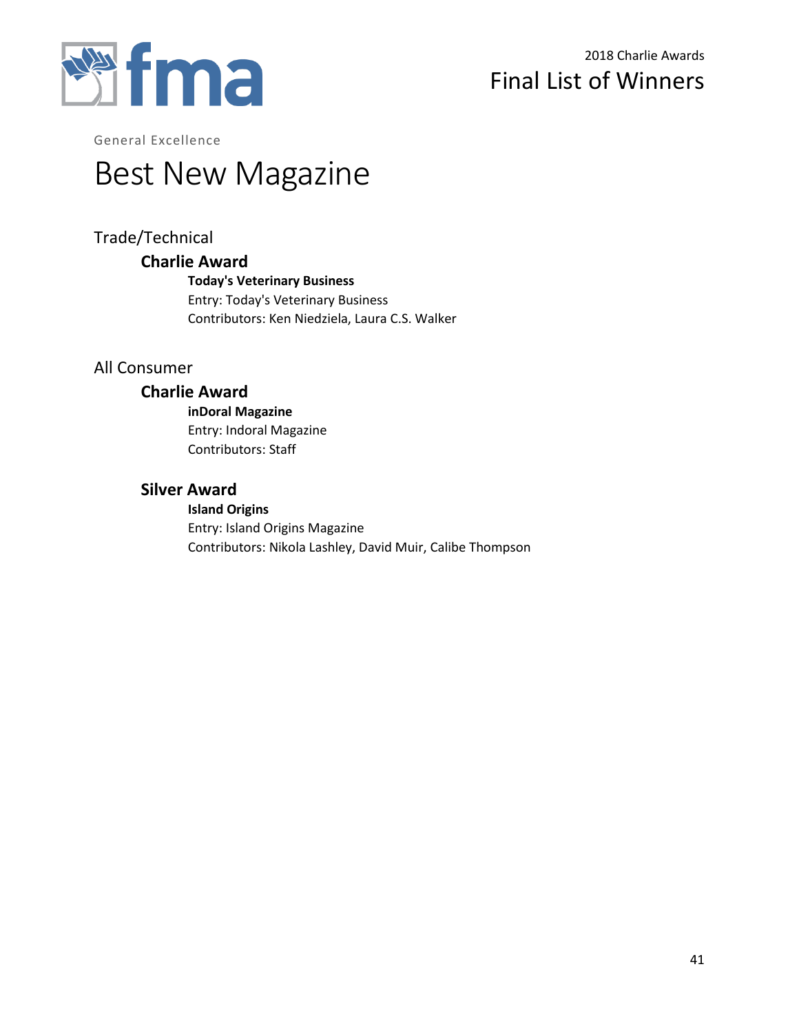General Excellence

# Best New Magazine

## Trade/Technical

### Charlie Award

**Today's Veterinary Business**
Entry: Today's Veterinary Business
Contributors: Ken Niedziela, Laura C.S. Walker

## All Consumer

### Charlie Award

**inDoral Magazine**
Entry: Indoral Magazine
Contributors: Staff

### Silver Award

**Island Origins**
Entry: Island Origins Magazine
Contributors: Nikola Lashley, David Muir, Calibe Thompson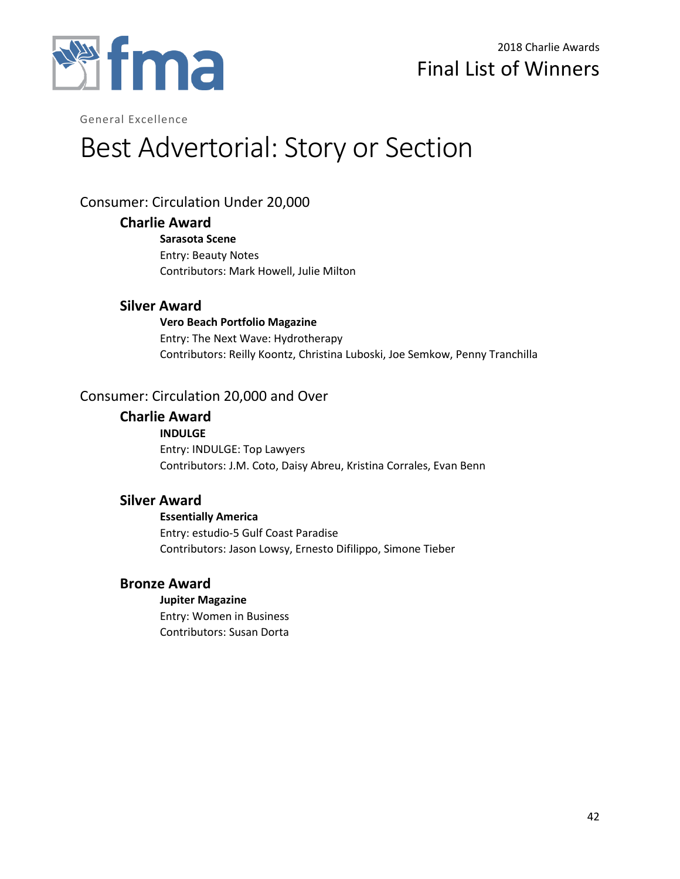General Excellence

# Best Advertorial: Story or Section

## Consumer: Circulation Under 20,000

### Charlie Award

**Sarasota Scene**
Entry: Beauty Notes
Contributors: Mark Howell, Julie Milton

### Silver Award

**Vero Beach Portfolio Magazine**
Entry: The Next Wave: Hydrotherapy
Contributors: Reilly Koontz, Christina Luboski, Joe Semkow, Penny Tranchilla

## Consumer: Circulation 20,000 and Over

### Charlie Award

**INDULGE**
Entry: INDULGE: Top Lawyers
Contributors: J.M. Coto, Daisy Abreu, Kristina Corrales, Evan Benn

### Silver Award

**Essentially America**
Entry: estudio-5 Gulf Coast Paradise
Contributors: Jason Lowsy, Ernesto Difilippo, Simone Tieber

### Bronze Award

**Jupiter Magazine**
Entry: Women in Business
Contributors: Susan Dorta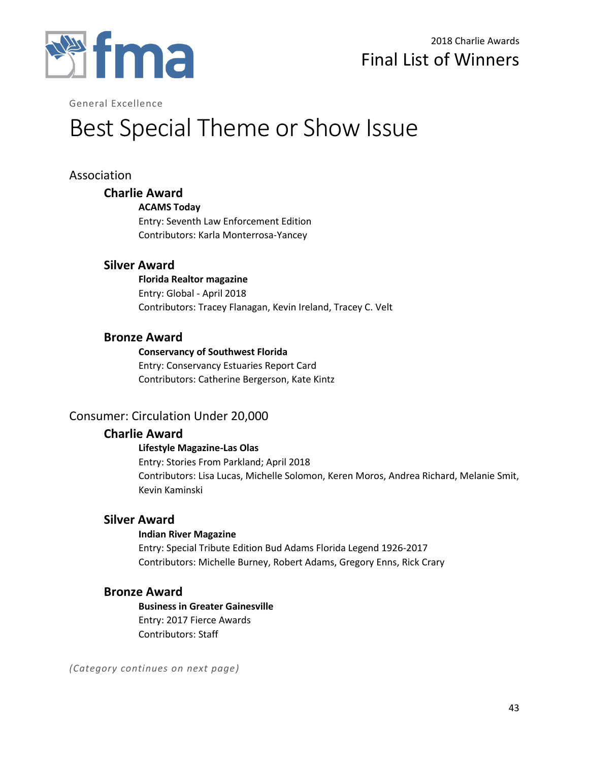General Excellence

# Best Special Theme or Show Issue

## Association

### Charlie Award

**ACAMS Today**
Entry: Seventh Law Enforcement Edition
Contributors: Karla Monterrosa-Yancey

### Silver Award

**Florida Realtor magazine**
Entry: Global - April 2018
Contributors: Tracey Flanagan, Kevin Ireland, Tracey C. Velt

### Bronze Award

**Conservancy of Southwest Florida**
Entry: Conservancy Estuaries Report Card
Contributors: Catherine Bergerson, Kate Kintz

## Consumer: Circulation Under 20,000

### Charlie Award

**Lifestyle Magazine-Las Olas**
Entry: Stories From Parkland; April 2018
Contributors: Lisa Lucas, Michelle Solomon, Keren Moros, Andrea Richard, Melanie Smit, Kevin Kaminski

### Silver Award

**Indian River Magazine**
Entry: Special Tribute Edition Bud Adams Florida Legend 1926-2017
Contributors: Michelle Burney, Robert Adams, Gregory Enns, Rick Crary

### Bronze Award

**Business in Greater Gainesville**
Entry: 2017 Fierce Awards
Contributors: Staff

*(Category continues on next page)*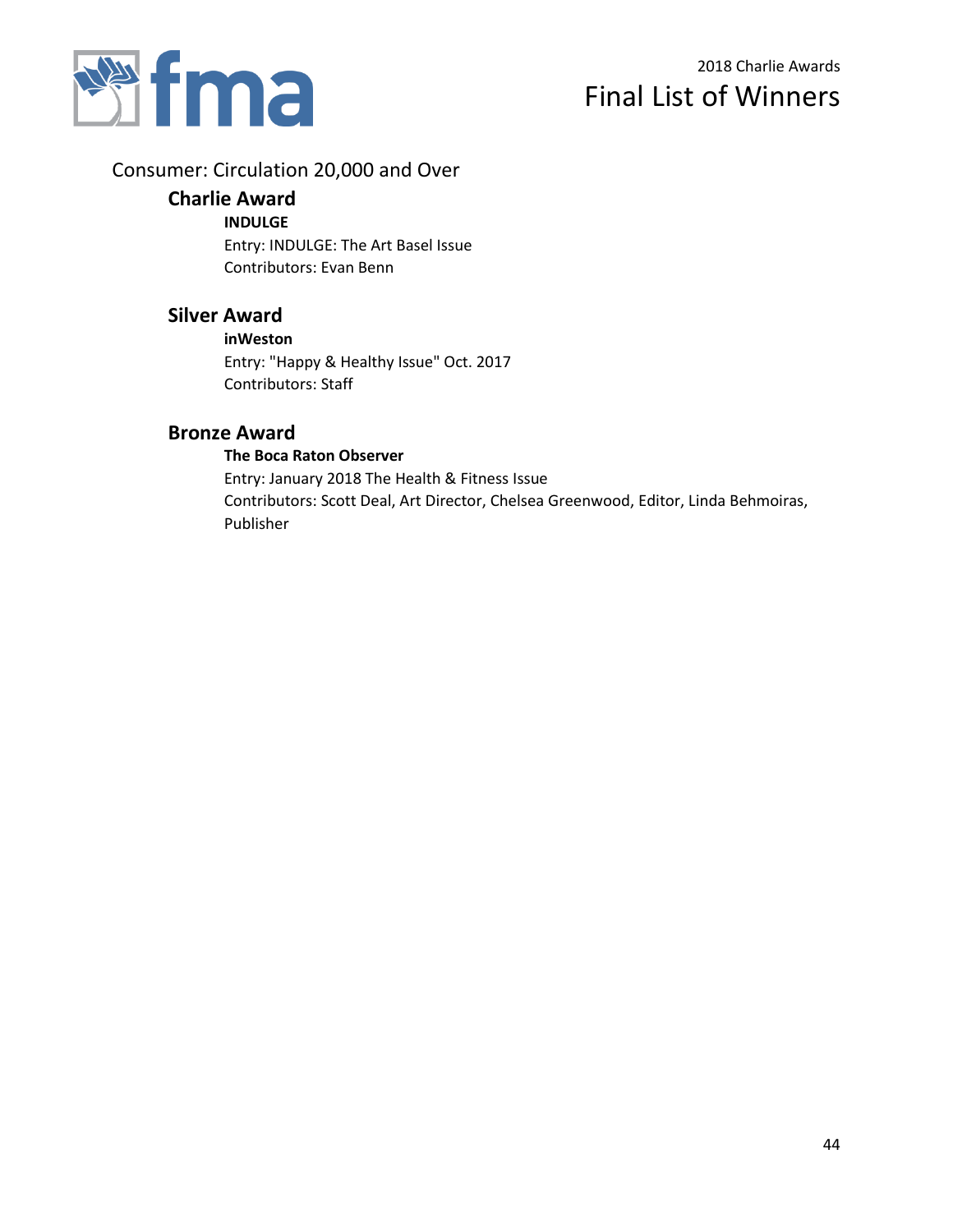## Consumer: Circulation 20,000 and Over

### Charlie Award

**INDULGE**

Entry: INDULGE: The Art Basel Issue

Contributors: Evan Benn

### Silver Award

**inWeston**

Entry: "Happy & Healthy Issue" Oct. 2017

Contributors: Staff

### Bronze Award

**The Boca Raton Observer**

Entry: January 2018 The Health & Fitness Issue

Contributors: Scott Deal, Art Director, Chelsea Greenwood, Editor, Linda Behmoiras, Publisher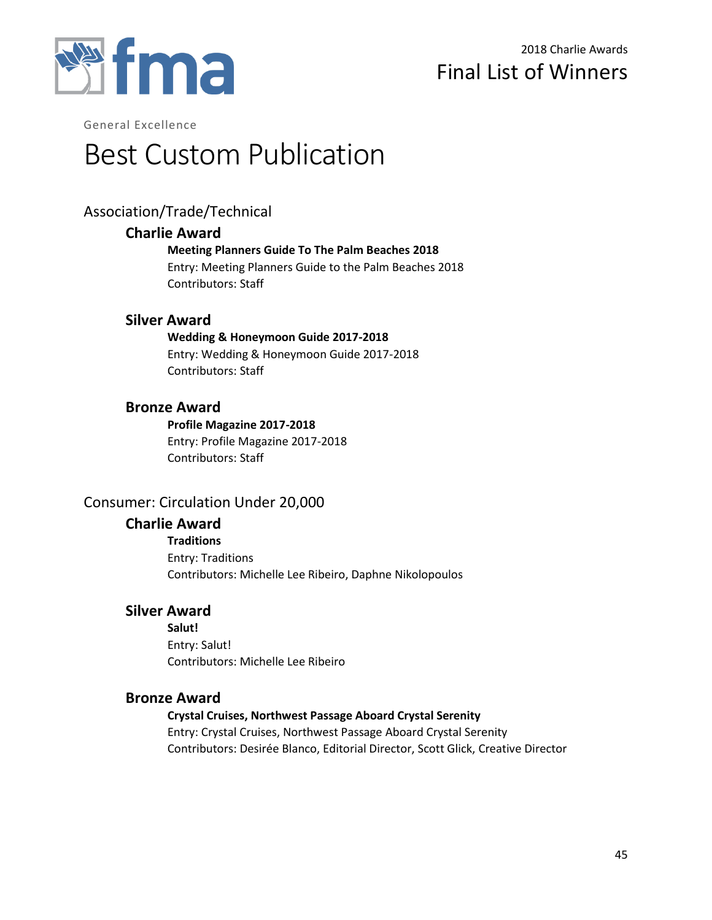General Excellence

# Best Custom Publication

## Association/Trade/Technical

### Charlie Award

**Meeting Planners Guide To The Palm Beaches 2018**
Entry: Meeting Planners Guide to the Palm Beaches 2018
Contributors: Staff

### Silver Award

**Wedding & Honeymoon Guide 2017-2018**
Entry: Wedding & Honeymoon Guide 2017-2018
Contributors: Staff

### Bronze Award

**Profile Magazine 2017-2018**
Entry: Profile Magazine 2017-2018
Contributors: Staff

## Consumer: Circulation Under 20,000

### Charlie Award

**Traditions**
Entry: Traditions
Contributors: Michelle Lee Ribeiro, Daphne Nikolopoulos

### Silver Award

**Salut!**
Entry: Salut!
Contributors: Michelle Lee Ribeiro

### Bronze Award

**Crystal Cruises, Northwest Passage Aboard Crystal Serenity**
Entry: Crystal Cruises, Northwest Passage Aboard Crystal Serenity
Contributors: Desirée Blanco, Editorial Director, Scott Glick, Creative Director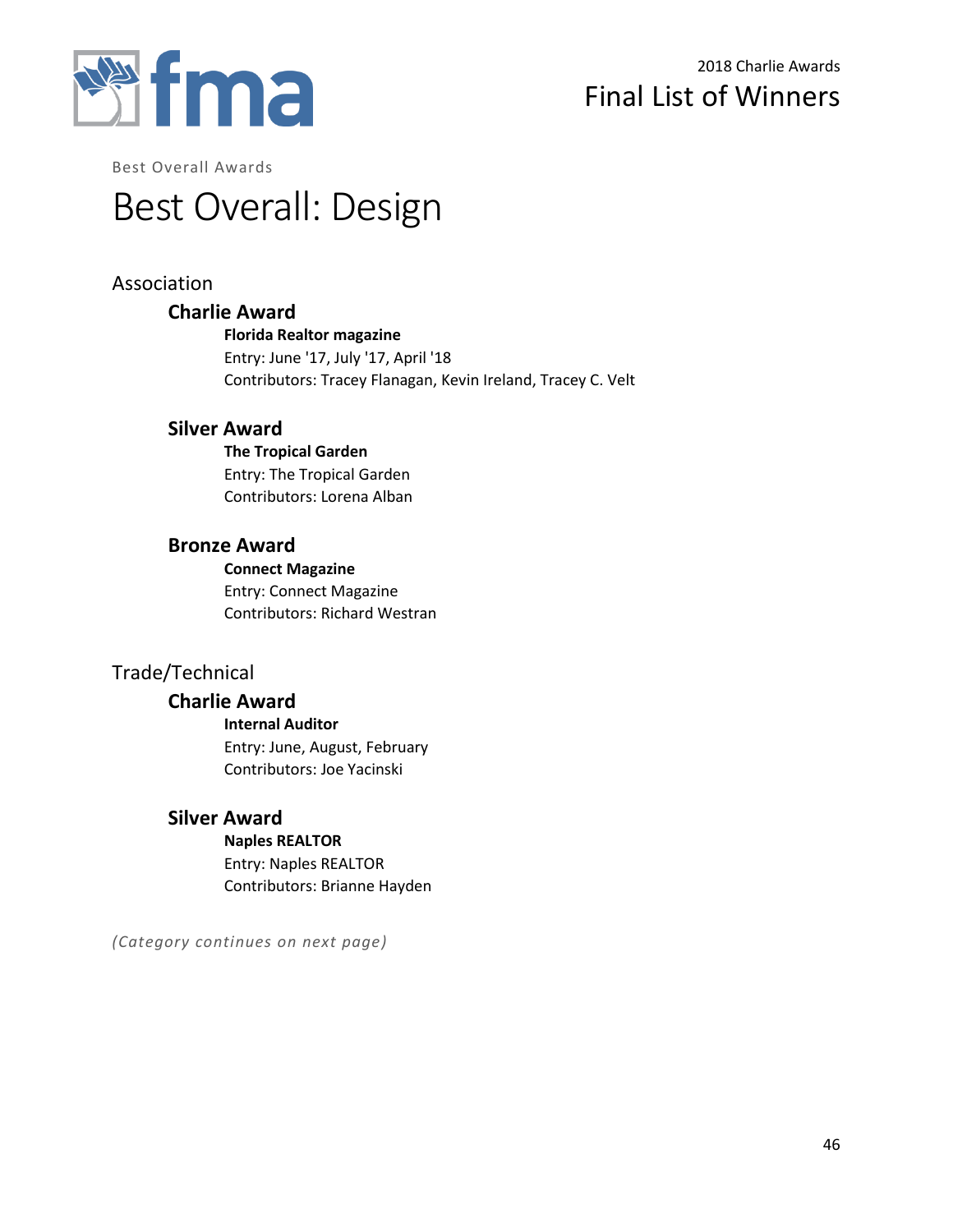Best Overall Awards

# Best Overall: Design

## Association

### Charlie Award

**Florida Realtor magazine**
Entry: June '17, July '17, April '18
Contributors: Tracey Flanagan, Kevin Ireland, Tracey C. Velt

### Silver Award

**The Tropical Garden**
Entry: The Tropical Garden
Contributors: Lorena Alban

### Bronze Award

**Connect Magazine**
Entry: Connect Magazine
Contributors: Richard Westran

## Trade/Technical

### Charlie Award

**Internal Auditor**
Entry: June, August, February
Contributors: Joe Yacinski

### Silver Award

**Naples REALTOR**
Entry: Naples REALTOR
Contributors: Brianne Hayden

*(Category continues on next page)*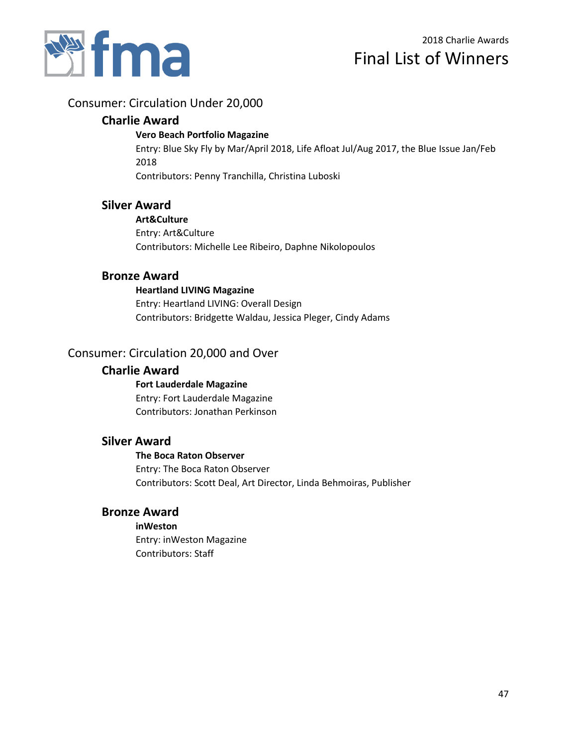2018 Charlie Awards

# Final List of Winners

## Consumer: Circulation Under 20,000

### Charlie Award

**Vero Beach Portfolio Magazine**

Entry: Blue Sky Fly by Mar/April 2018, Life Afloat Jul/Aug 2017, the Blue Issue Jan/Feb 2018

Contributors: Penny Tranchilla, Christina Luboski

### Silver Award

**Art&Culture**

Entry: Art&Culture

Contributors: Michelle Lee Ribeiro, Daphne Nikolopoulos

### Bronze Award

**Heartland LIVING Magazine**

Entry: Heartland LIVING: Overall Design

Contributors: Bridgette Waldau, Jessica Pleger, Cindy Adams

## Consumer: Circulation 20,000 and Over

### Charlie Award

**Fort Lauderdale Magazine**

Entry: Fort Lauderdale Magazine

Contributors: Jonathan Perkinson

### Silver Award

**The Boca Raton Observer**

Entry: The Boca Raton Observer

Contributors: Scott Deal, Art Director, Linda Behmoiras, Publisher

### Bronze Award

**inWeston**

Entry: inWeston Magazine

Contributors: Staff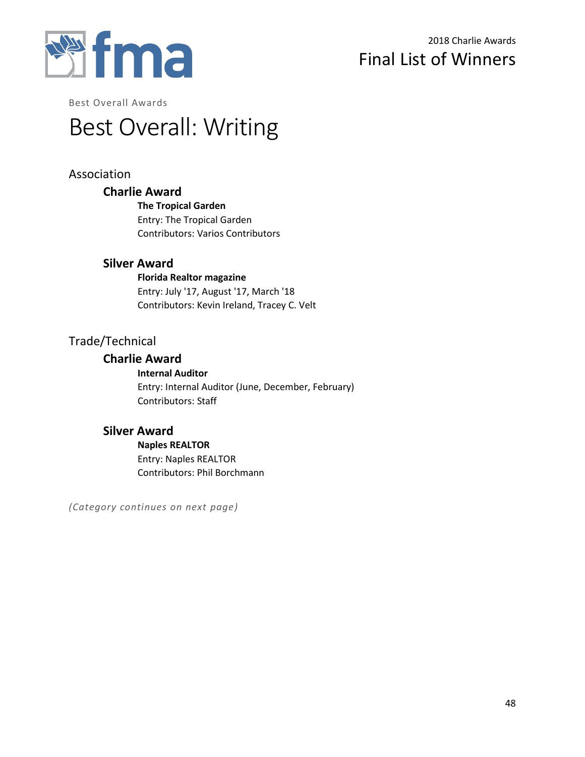Best Overall Awards

# Best Overall: Writing

## Association

### Charlie Award

**The Tropical Garden**
Entry: The Tropical Garden
Contributors: Varios Contributors

### Silver Award

**Florida Realtor magazine**
Entry: July '17, August '17, March '18
Contributors: Kevin Ireland, Tracey C. Velt

## Trade/Technical

### Charlie Award

**Internal Auditor**
Entry: Internal Auditor (June, December, February)
Contributors: Staff

### Silver Award

**Naples REALTOR**
Entry: Naples REALTOR
Contributors: Phil Borchmann

*(Category continues on next page)*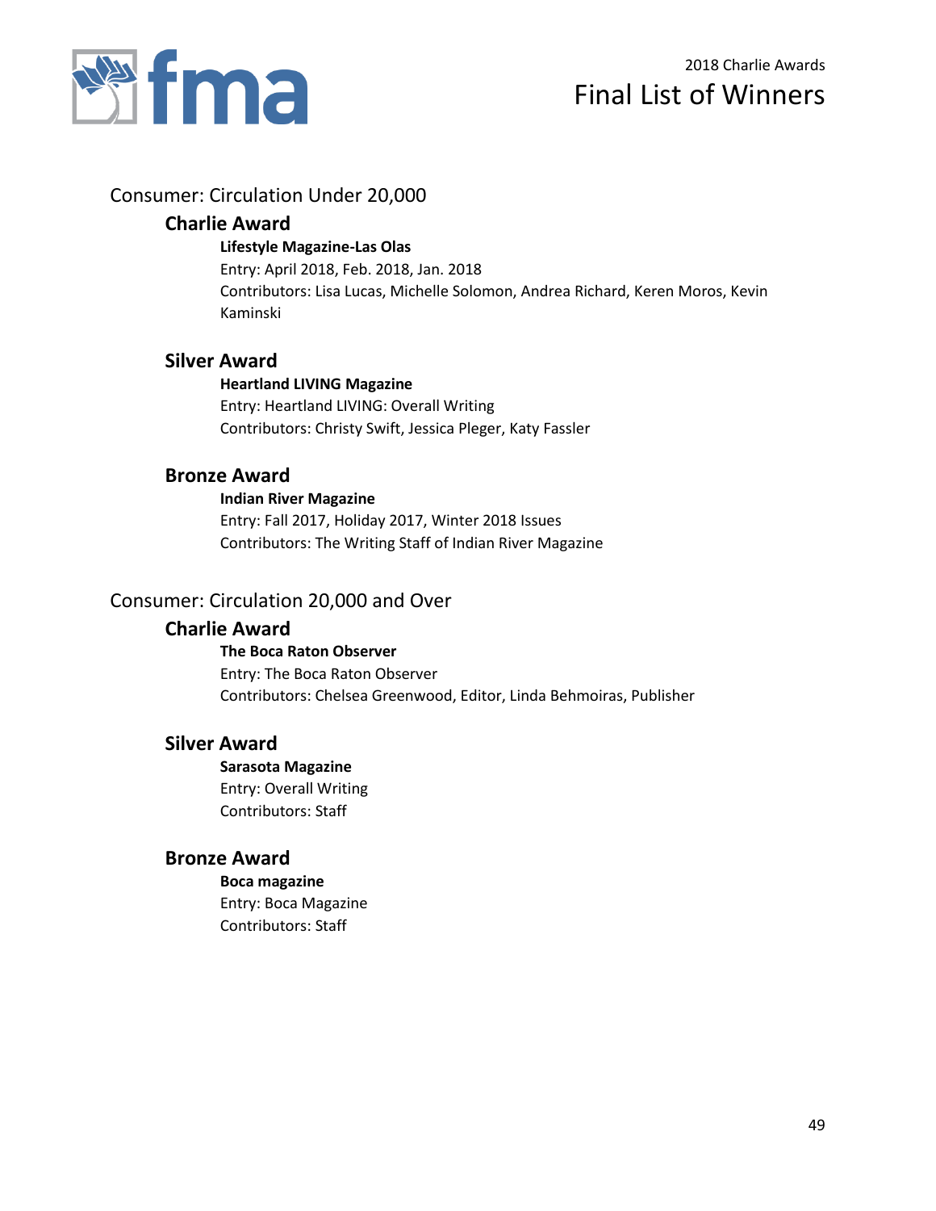2018 Charlie Awards

# Final List of Winners

## Consumer: Circulation Under 20,000

### Charlie Award

**Lifestyle Magazine-Las Olas**
Entry: April 2018, Feb. 2018, Jan. 2018
Contributors: Lisa Lucas, Michelle Solomon, Andrea Richard, Keren Moros, Kevin Kaminski

### Silver Award

**Heartland LIVING Magazine**
Entry: Heartland LIVING: Overall Writing
Contributors: Christy Swift, Jessica Pleger, Katy Fassler

### Bronze Award

**Indian River Magazine**
Entry: Fall 2017, Holiday 2017, Winter 2018 Issues
Contributors: The Writing Staff of Indian River Magazine

## Consumer: Circulation 20,000 and Over

### Charlie Award

**The Boca Raton Observer**
Entry: The Boca Raton Observer
Contributors: Chelsea Greenwood, Editor, Linda Behmoiras, Publisher

### Silver Award

**Sarasota Magazine**
Entry: Overall Writing
Contributors: Staff

### Bronze Award

**Boca magazine**
Entry: Boca Magazine
Contributors: Staff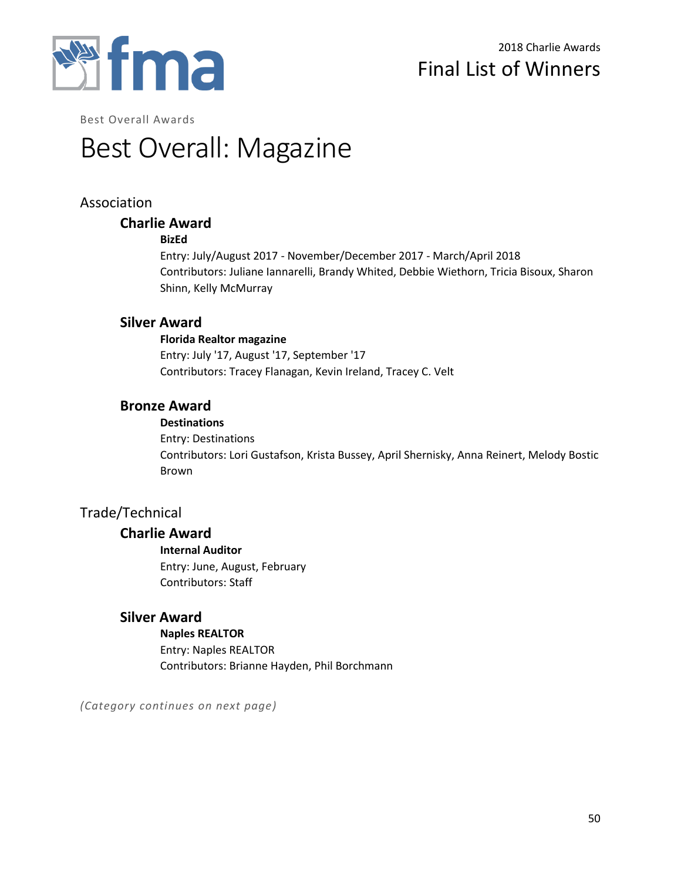Best Overall Awards

# Best Overall: Magazine

## Association

### Charlie Award

**BizEd**

Entry: July/August 2017 - November/December 2017 - March/April 2018
Contributors: Juliane Iannarelli, Brandy Whited, Debbie Wiethorn, Tricia Bisoux, Sharon Shinn, Kelly McMurray

### Silver Award

**Florida Realtor magazine**

Entry: July '17, August '17, September '17
Contributors: Tracey Flanagan, Kevin Ireland, Tracey C. Velt

### Bronze Award

**Destinations**

Entry: Destinations
Contributors: Lori Gustafson, Krista Bussey, April Shernisky, Anna Reinert, Melody Bostic Brown

## Trade/Technical

### Charlie Award

**Internal Auditor**

Entry: June, August, February
Contributors: Staff

### Silver Award

**Naples REALTOR**

Entry: Naples REALTOR
Contributors: Brianne Hayden, Phil Borchmann

*(Category continues on next page)*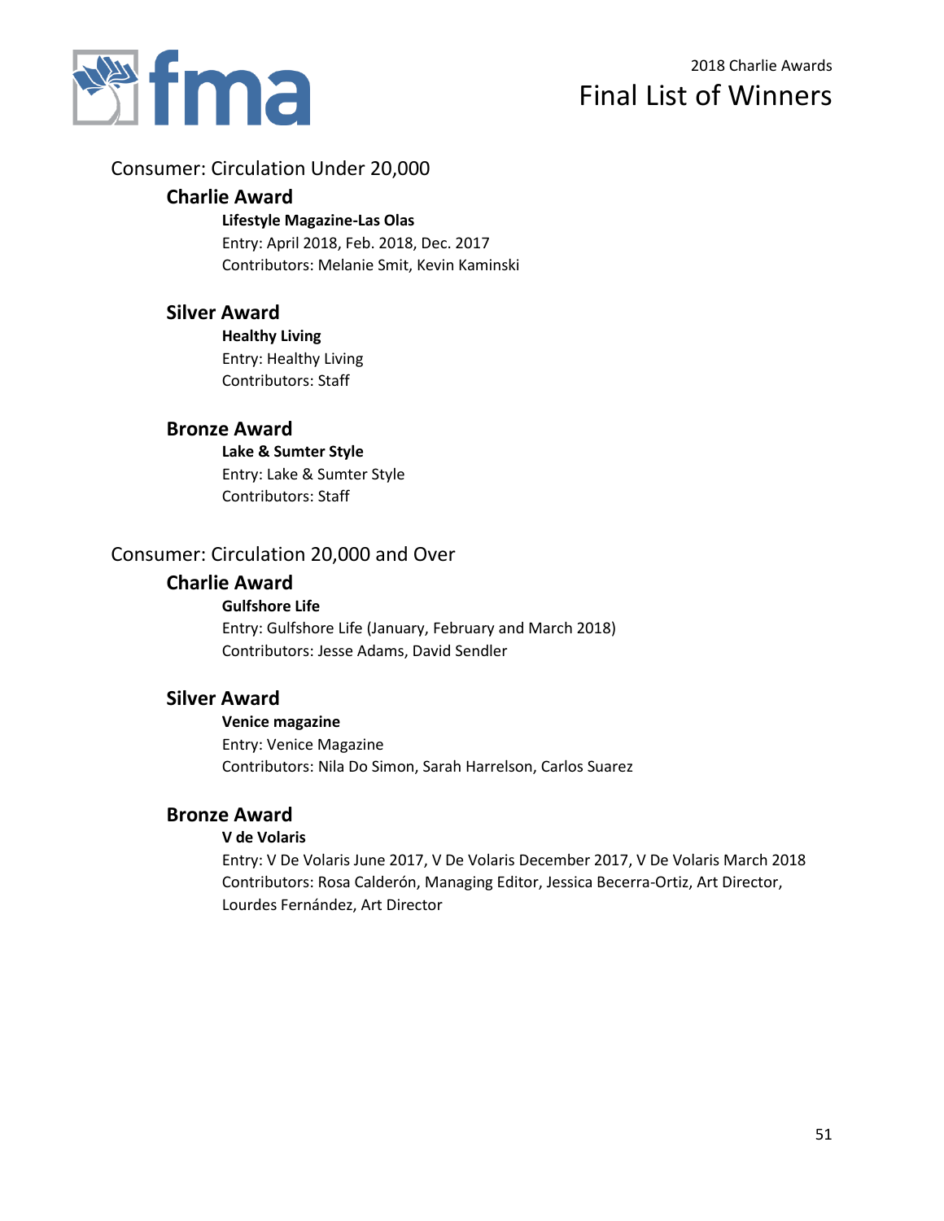2018 Charlie Awards

# Final List of Winners

## Consumer: Circulation Under 20,000

### Charlie Award

**Lifestyle Magazine-Las Olas**
Entry: April 2018, Feb. 2018, Dec. 2017
Contributors: Melanie Smit, Kevin Kaminski

### Silver Award

**Healthy Living**
Entry: Healthy Living
Contributors: Staff

### Bronze Award

**Lake & Sumter Style**
Entry: Lake & Sumter Style
Contributors: Staff

## Consumer: Circulation 20,000 and Over

### Charlie Award

**Gulfshore Life**
Entry: Gulfshore Life (January, February and March 2018)
Contributors: Jesse Adams, David Sendler

### Silver Award

**Venice magazine**
Entry: Venice Magazine
Contributors: Nila Do Simon, Sarah Harrelson, Carlos Suarez

### Bronze Award

**V de Volaris**
Entry: V De Volaris June 2017, V De Volaris December 2017, V De Volaris March 2018
Contributors: Rosa Calderón, Managing Editor, Jessica Becerra-Ortiz, Art Director, Lourdes Fernández, Art Director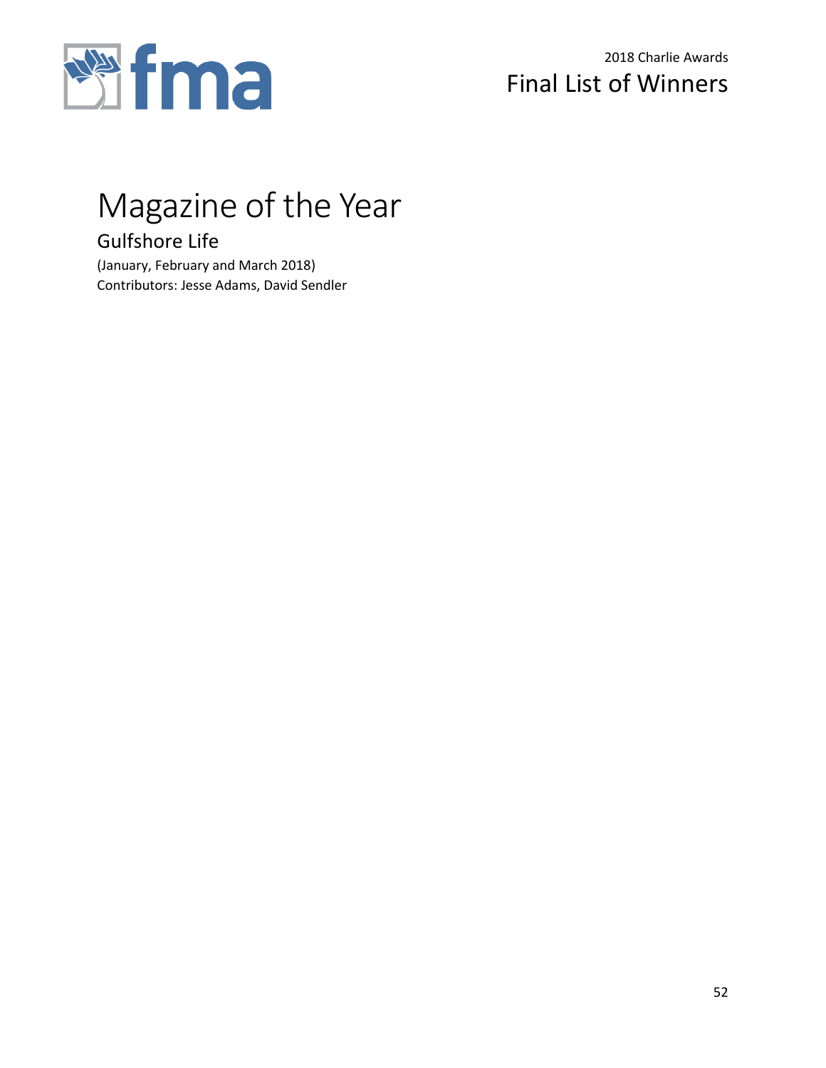# Magazine of the Year

## Gulfshore Life

(January, February and March 2018)
Contributors: Jesse Adams, David Sendler